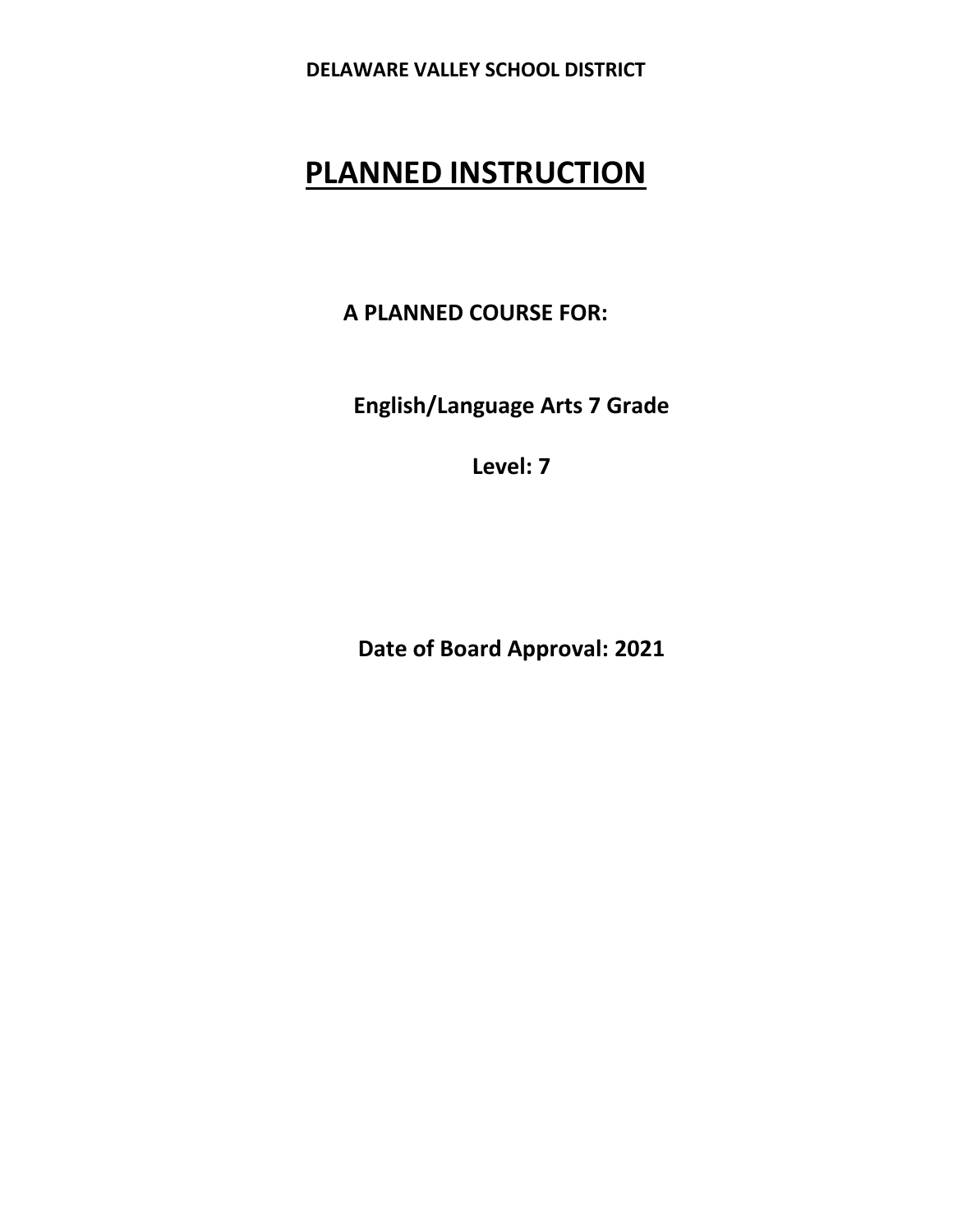**DELAWARE VALLEY SCHOOL DISTRICT**

# PLANNED INSTRUCTION

**A PLANNED COURSE FOR:**

**English/Language Arts 7 Grade**

**Level: 7**

**Date of Board Approval: 2021**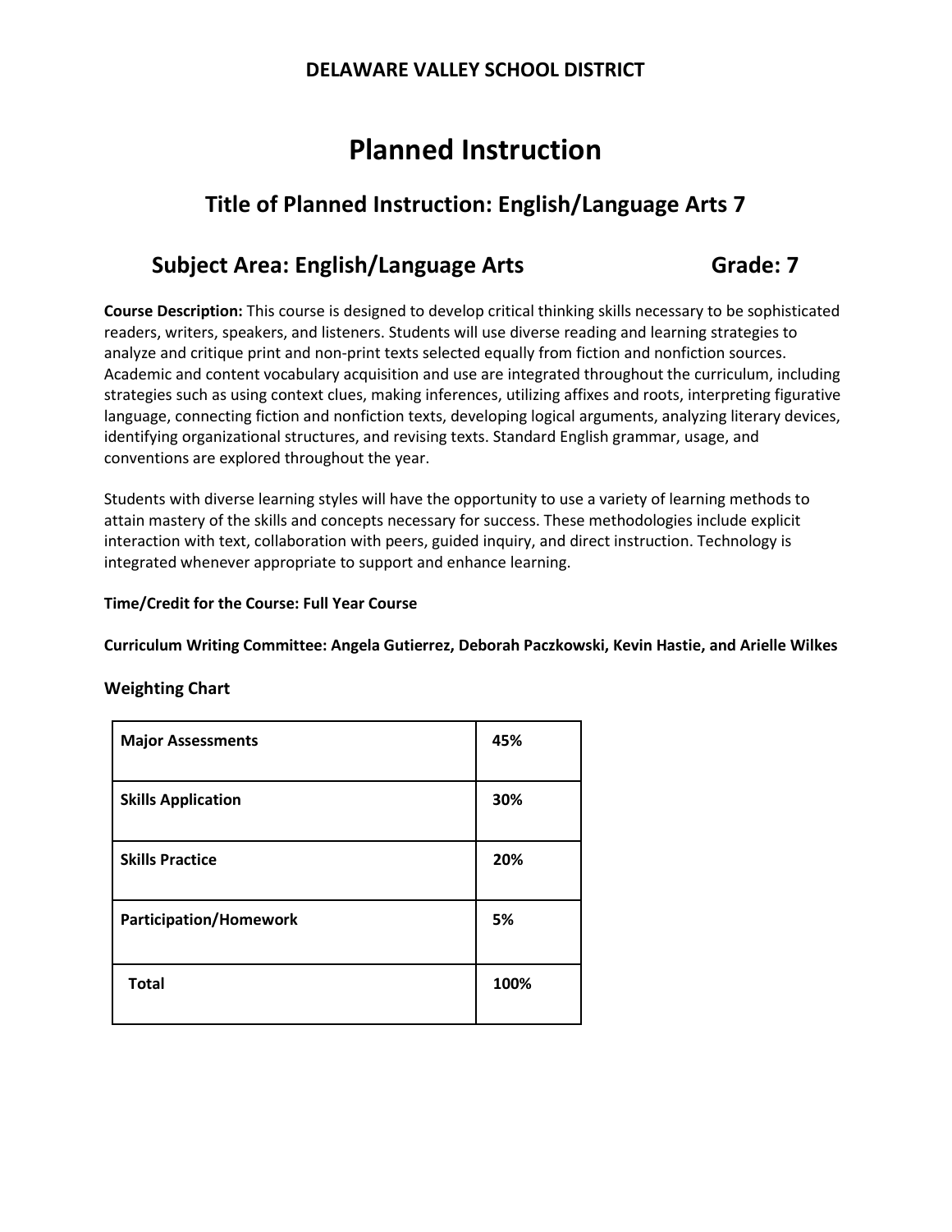## DELAWARE VALLEY SCHOOL DISTRICT

# Planned Instruction

## Title of Planned Instruction: English/Language Arts 7

## Subject Area: English/Language Arts Grade: 7

**Course Description:** This course is designed to develop critical thinking skills necessary to be sophisticated readers, writers, speakers, and listeners. Students will use diverse reading and learning strategies to analyze and critique print and non-print texts selected equally from fiction and nonfiction sources. Academic and content vocabulary acquisition and use are integrated throughout the curriculum, including strategies such as using context clues, making inferences, utilizing affixes and roots, interpreting figurative language, connecting fiction and nonfiction texts, developing logical arguments, analyzing literary devices, identifying organizational structures, and revising texts. Standard English grammar, usage, and conventions are explored throughout the year.

Students with diverse learning styles will have the opportunity to use a variety of learning methods to attain mastery of the skills and concepts necessary for success. These methodologies include explicit interaction with text, collaboration with peers, guided inquiry, and direct instruction. Technology is integrated whenever appropriate to support and enhance learning.

**Time/Credit for the Course: Full Year Course**

**Curriculum Writing Committee: Angela Gutierrez, Deborah Paczkowski, Kevin Hastie, and Arielle Wilkes**

### Weighting Chart

| **Major Assessments** | **45%** |
|---|---|
| **Skills Application** | **30%** |
| **Skills Practice** | **20%** |
| **Participation/Homework** | **5%** |
| **Total** | **100%** |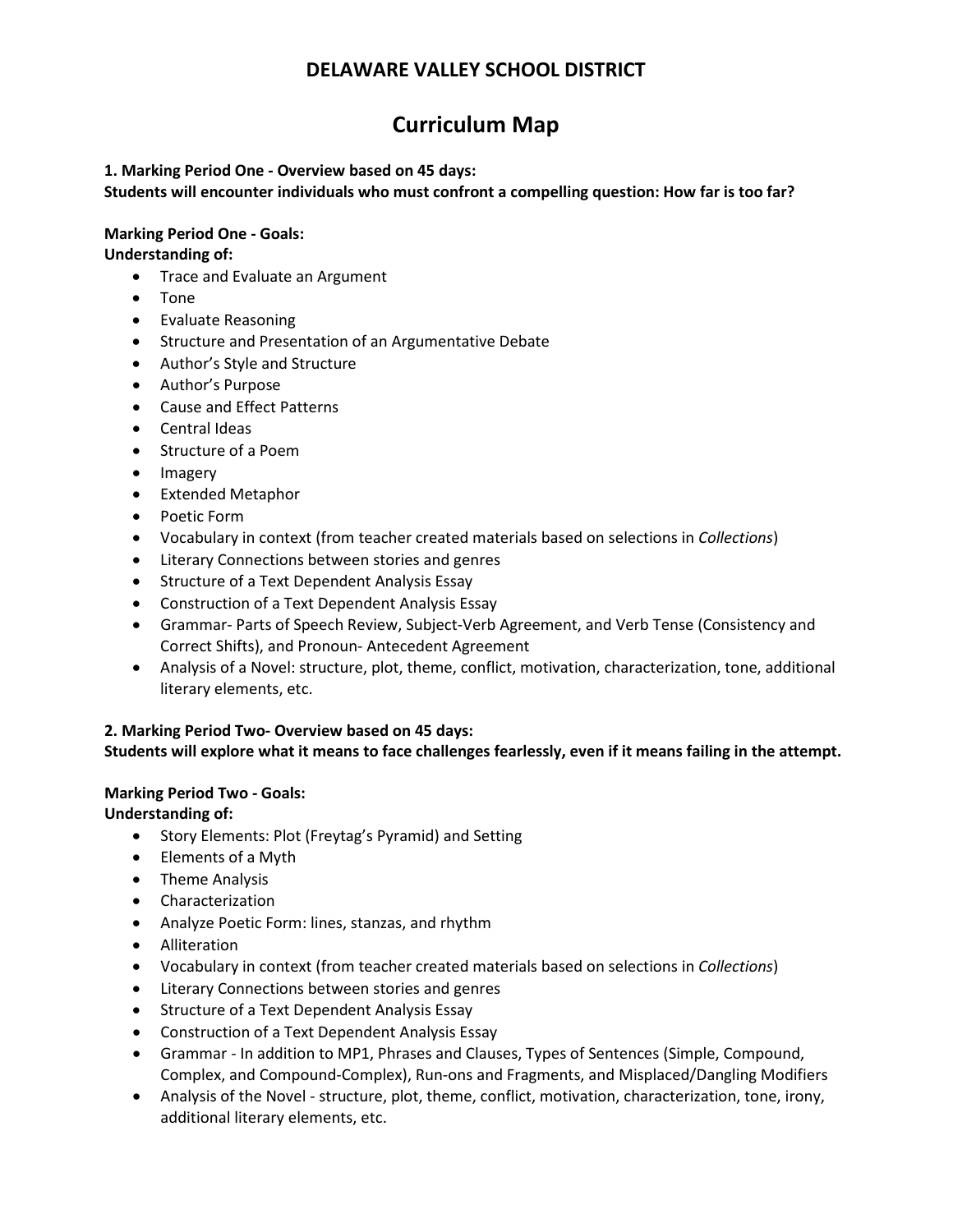# DELAWARE VALLEY SCHOOL DISTRICT

## Curriculum Map

**1. Marking Period One - Overview based on 45 days:**
**Students will encounter individuals who must confront a compelling question: How far is too far?**

**Marking Period One - Goals:**
**Understanding of:**

- Trace and Evaluate an Argument
- Tone
- Evaluate Reasoning
- Structure and Presentation of an Argumentative Debate
- Author's Style and Structure
- Author's Purpose
- Cause and Effect Patterns
- Central Ideas
- Structure of a Poem
- Imagery
- Extended Metaphor
- Poetic Form
- Vocabulary in context (from teacher created materials based on selections in *Collections*)
- Literary Connections between stories and genres
- Structure of a Text Dependent Analysis Essay
- Construction of a Text Dependent Analysis Essay
- Grammar- Parts of Speech Review, Subject-Verb Agreement, and Verb Tense (Consistency and Correct Shifts), and Pronoun- Antecedent Agreement
- Analysis of a Novel: structure, plot, theme, conflict, motivation, characterization, tone, additional literary elements, etc.

**2. Marking Period Two- Overview based on 45 days:**
**Students will explore what it means to face challenges fearlessly, even if it means failing in the attempt.**

**Marking Period Two - Goals:**
**Understanding of:**

- Story Elements: Plot (Freytag's Pyramid) and Setting
- Elements of a Myth
- Theme Analysis
- Characterization
- Analyze Poetic Form: lines, stanzas, and rhythm
- Alliteration
- Vocabulary in context (from teacher created materials based on selections in *Collections*)
- Literary Connections between stories and genres
- Structure of a Text Dependent Analysis Essay
- Construction of a Text Dependent Analysis Essay
- Grammar - In addition to MP1, Phrases and Clauses, Types of Sentences (Simple, Compound, Complex, and Compound-Complex), Run-ons and Fragments, and Misplaced/Dangling Modifiers
- Analysis of the Novel - structure, plot, theme, conflict, motivation, characterization, tone, irony, additional literary elements, etc.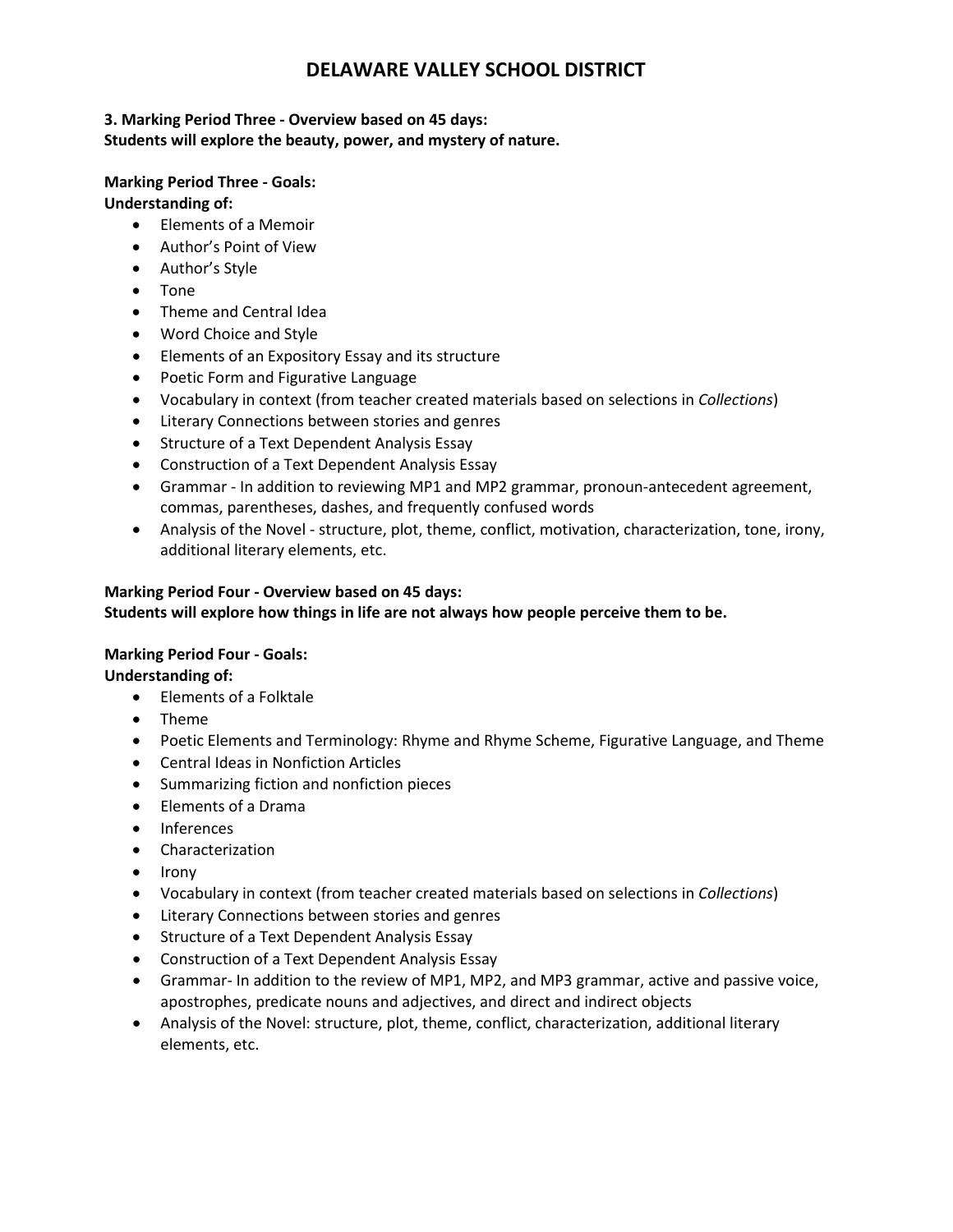# DELAWARE VALLEY SCHOOL DISTRICT

**3. Marking Period Three - Overview based on 45 days:**
**Students will explore the beauty, power, and mystery of nature.**

**Marking Period Three - Goals:**
**Understanding of:**

- Elements of a Memoir
- Author's Point of View
- Author's Style
- Tone
- Theme and Central Idea
- Word Choice and Style
- Elements of an Expository Essay and its structure
- Poetic Form and Figurative Language
- Vocabulary in context (from teacher created materials based on selections in *Collections*)
- Literary Connections between stories and genres
- Structure of a Text Dependent Analysis Essay
- Construction of a Text Dependent Analysis Essay
- Grammar - In addition to reviewing MP1 and MP2 grammar, pronoun-antecedent agreement, commas, parentheses, dashes, and frequently confused words
- Analysis of the Novel - structure, plot, theme, conflict, motivation, characterization, tone, irony, additional literary elements, etc.

**Marking Period Four - Overview based on 45 days:**
**Students will explore how things in life are not always how people perceive them to be.**

**Marking Period Four - Goals:**
**Understanding of:**

- Elements of a Folktale
- Theme
- Poetic Elements and Terminology: Rhyme and Rhyme Scheme, Figurative Language, and Theme
- Central Ideas in Nonfiction Articles
- Summarizing fiction and nonfiction pieces
- Elements of a Drama
- Inferences
- Characterization
- Irony
- Vocabulary in context (from teacher created materials based on selections in *Collections*)
- Literary Connections between stories and genres
- Structure of a Text Dependent Analysis Essay
- Construction of a Text Dependent Analysis Essay
- Grammar- In addition to the review of MP1, MP2, and MP3 grammar, active and passive voice, apostrophes, predicate nouns and adjectives, and direct and indirect objects
- Analysis of the Novel: structure, plot, theme, conflict, characterization, additional literary elements, etc.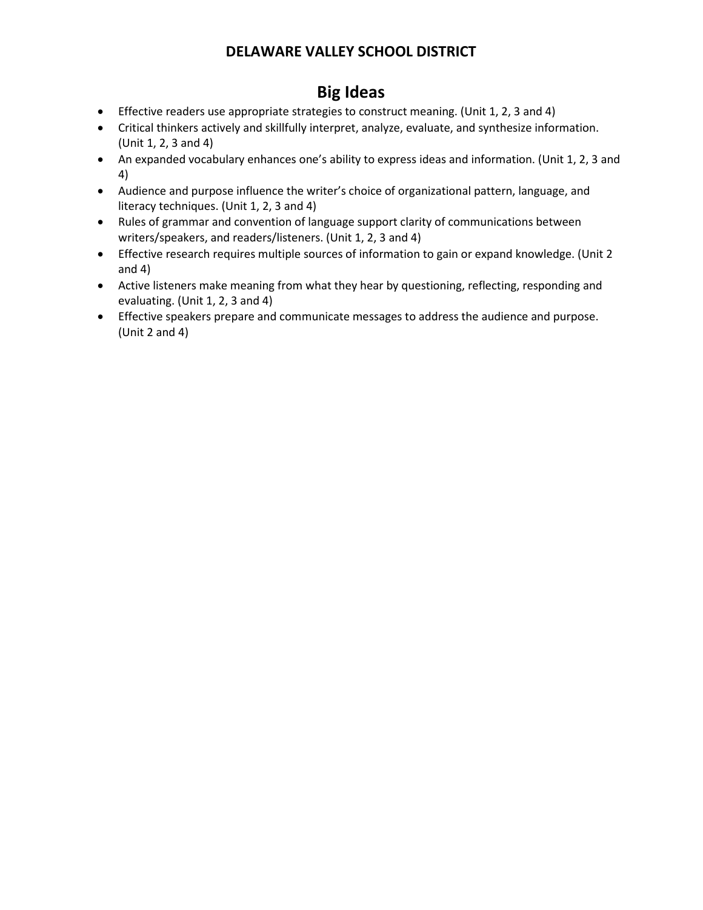# DELAWARE VALLEY SCHOOL DISTRICT

## Big Ideas

- Effective readers use appropriate strategies to construct meaning. (Unit 1, 2, 3 and 4)
- Critical thinkers actively and skillfully interpret, analyze, evaluate, and synthesize information. (Unit 1, 2, 3 and 4)
- An expanded vocabulary enhances one's ability to express ideas and information. (Unit 1, 2, 3 and 4)
- Audience and purpose influence the writer's choice of organizational pattern, language, and literacy techniques. (Unit 1, 2, 3 and 4)
- Rules of grammar and convention of language support clarity of communications between writers/speakers, and readers/listeners. (Unit 1, 2, 3 and 4)
- Effective research requires multiple sources of information to gain or expand knowledge. (Unit 2 and 4)
- Active listeners make meaning from what they hear by questioning, reflecting, responding and evaluating. (Unit 1, 2, 3 and 4)
- Effective speakers prepare and communicate messages to address the audience and purpose. (Unit 2 and 4)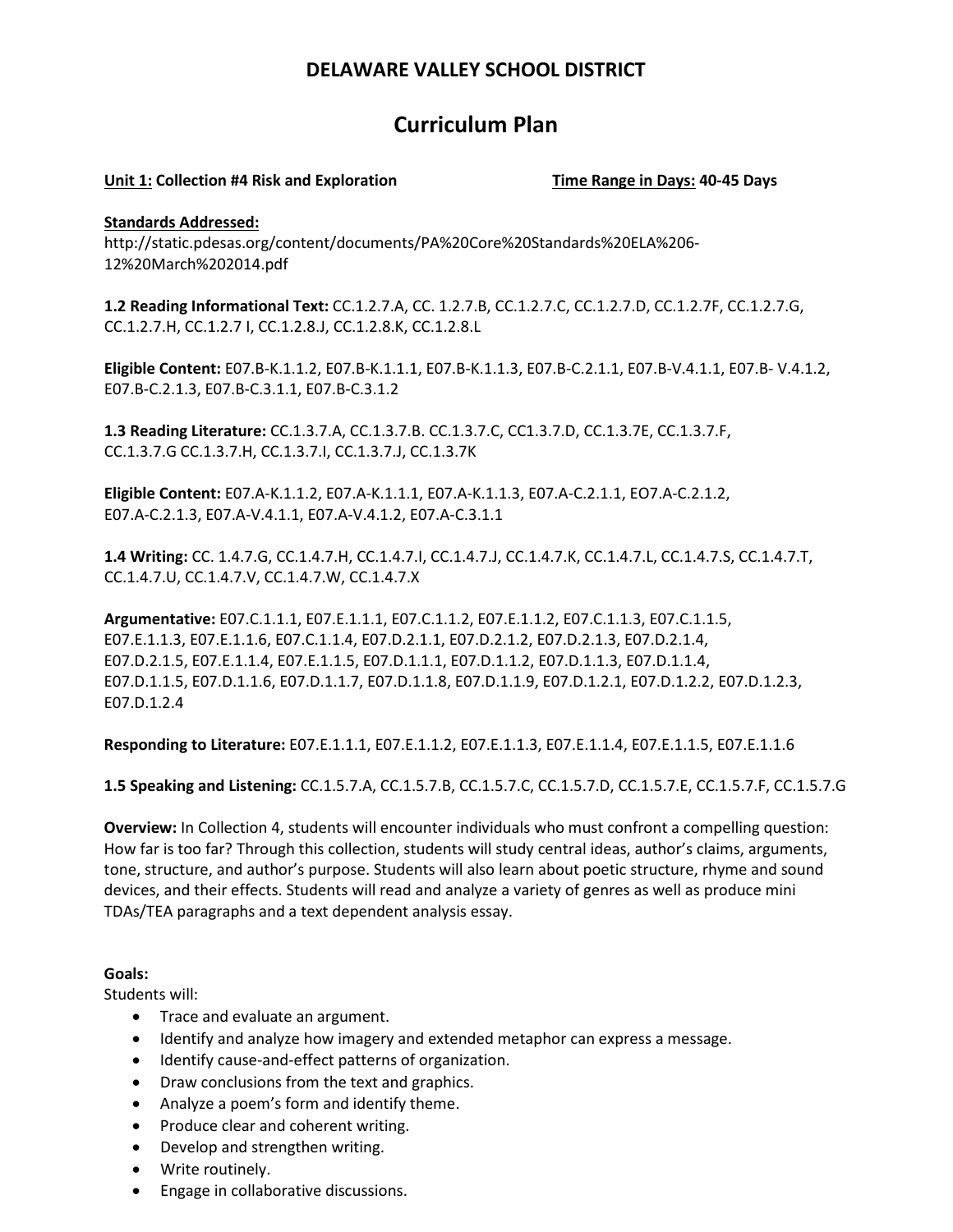# DELAWARE VALLEY SCHOOL DISTRICT

## Curriculum Plan

**Unit 1: Collection #4 Risk and Exploration** **Time Range in Days: 40-45 Days**

**Standards Addressed:**
http://static.pdesas.org/content/documents/PA%20Core%20Standards%20ELA%206-12%20March%202014.pdf

**1.2 Reading Informational Text:** CC.1.2.7.A, CC. 1.2.7.B, CC.1.2.7.C, CC.1.2.7.D, CC.1.2.7F, CC.1.2.7.G, CC.1.2.7.H, CC.1.2.7 I, CC.1.2.8.J, CC.1.2.8.K, CC.1.2.8.L

**Eligible Content:** E07.B-K.1.1.2, E07.B-K.1.1.1, E07.B-K.1.1.3, E07.B-C.2.1.1, E07.B-V.4.1.1, E07.B- V.4.1.2, E07.B-C.2.1.3, E07.B-C.3.1.1, E07.B-C.3.1.2

**1.3 Reading Literature:** CC.1.3.7.A, CC.1.3.7.B. CC.1.3.7.C, CC1.3.7.D, CC.1.3.7E, CC.1.3.7.F, CC.1.3.7.G CC.1.3.7.H, CC.1.3.7.I, CC.1.3.7.J, CC.1.3.7K

**Eligible Content:** E07.A-K.1.1.2, E07.A-K.1.1.1, E07.A-K.1.1.3, E07.A-C.2.1.1, EO7.A-C.2.1.2, E07.A-C.2.1.3, E07.A-V.4.1.1, E07.A-V.4.1.2, E07.A-C.3.1.1

**1.4 Writing:** CC. 1.4.7.G, CC.1.4.7.H, CC.1.4.7.I, CC.1.4.7.J, CC.1.4.7.K, CC.1.4.7.L, CC.1.4.7.S, CC.1.4.7.T, CC.1.4.7.U, CC.1.4.7.V, CC.1.4.7.W, CC.1.4.7.X

**Argumentative:** E07.C.1.1.1, E07.E.1.1.1, E07.C.1.1.2, E07.E.1.1.2, E07.C.1.1.3, E07.C.1.1.5, E07.E.1.1.3, E07.E.1.1.6, E07.C.1.1.4, E07.D.2.1.1, E07.D.2.1.2, E07.D.2.1.3, E07.D.2.1.4, E07.D.2.1.5, E07.E.1.1.4, E07.E.1.1.5, E07.D.1.1.1, E07.D.1.1.2, E07.D.1.1.3, E07.D.1.1.4, E07.D.1.1.5, E07.D.1.1.6, E07.D.1.1.7, E07.D.1.1.8, E07.D.1.1.9, E07.D.1.2.1, E07.D.1.2.2, E07.D.1.2.3, E07.D.1.2.4

**Responding to Literature:** E07.E.1.1.1, E07.E.1.1.2, E07.E.1.1.3, E07.E.1.1.4, E07.E.1.1.5, E07.E.1.1.6

**1.5 Speaking and Listening:** CC.1.5.7.A, CC.1.5.7.B, CC.1.5.7.C, CC.1.5.7.D, CC.1.5.7.E, CC.1.5.7.F, CC.1.5.7.G

**Overview:** In Collection 4, students will encounter individuals who must confront a compelling question: How far is too far? Through this collection, students will study central ideas, author's claims, arguments, tone, structure, and author's purpose. Students will also learn about poetic structure, rhyme and sound devices, and their effects. Students will read and analyze a variety of genres as well as produce mini TDAs/TEA paragraphs and a text dependent analysis essay.

**Goals:**
Students will:

- Trace and evaluate an argument.
- Identify and analyze how imagery and extended metaphor can express a message.
- Identify cause-and-effect patterns of organization.
- Draw conclusions from the text and graphics.
- Analyze a poem's form and identify theme.
- Produce clear and coherent writing.
- Develop and strengthen writing.
- Write routinely.
- Engage in collaborative discussions.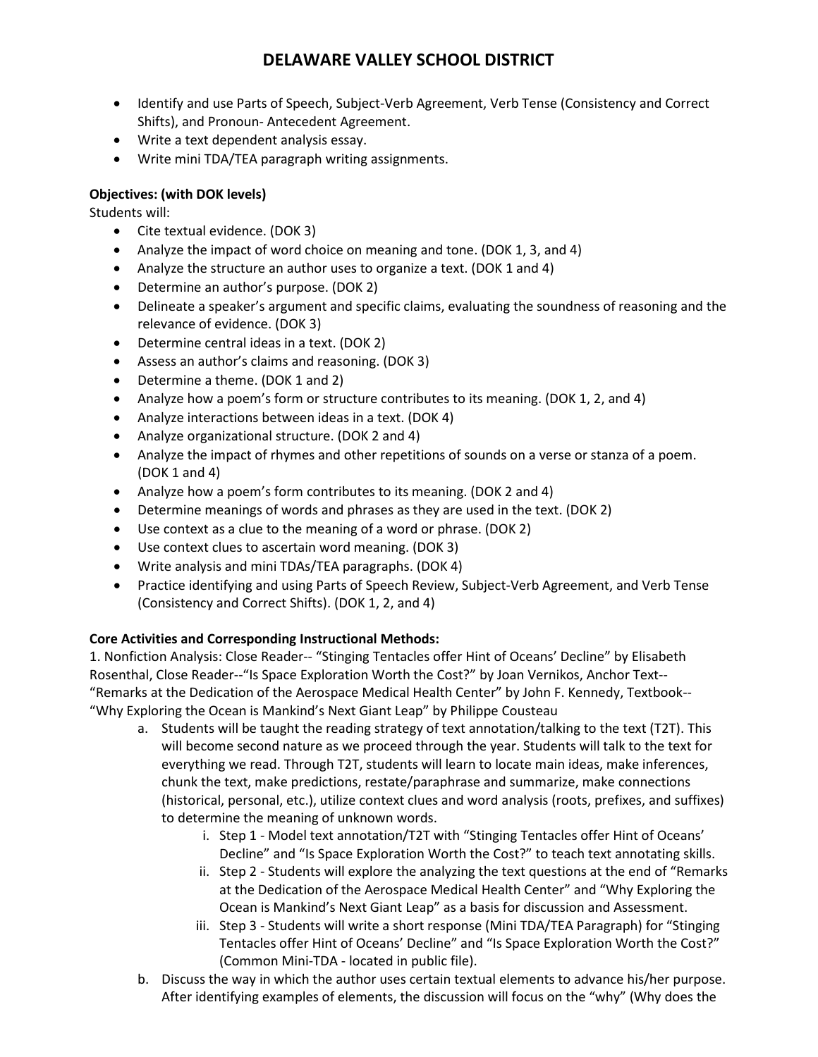- Identify and use Parts of Speech, Subject-Verb Agreement, Verb Tense (Consistency and Correct Shifts), and Pronoun- Antecedent Agreement.
- Write a text dependent analysis essay.
- Write mini TDA/TEA paragraph writing assignments.

**Objectives: (with DOK levels)**

Students will:

- Cite textual evidence. (DOK 3)
- Analyze the impact of word choice on meaning and tone. (DOK 1, 3, and 4)
- Analyze the structure an author uses to organize a text. (DOK 1 and 4)
- Determine an author's purpose. (DOK 2)
- Delineate a speaker's argument and specific claims, evaluating the soundness of reasoning and the relevance of evidence. (DOK 3)
- Determine central ideas in a text. (DOK 2)
- Assess an author's claims and reasoning. (DOK 3)
- Determine a theme. (DOK 1 and 2)
- Analyze how a poem's form or structure contributes to its meaning. (DOK 1, 2, and 4)
- Analyze interactions between ideas in a text. (DOK 4)
- Analyze organizational structure. (DOK 2 and 4)
- Analyze the impact of rhymes and other repetitions of sounds on a verse or stanza of a poem. (DOK 1 and 4)
- Analyze how a poem's form contributes to its meaning. (DOK 2 and 4)
- Determine meanings of words and phrases as they are used in the text. (DOK 2)
- Use context as a clue to the meaning of a word or phrase. (DOK 2)
- Use context clues to ascertain word meaning. (DOK 3)
- Write analysis and mini TDAs/TEA paragraphs. (DOK 4)
- Practice identifying and using Parts of Speech Review, Subject-Verb Agreement, and Verb Tense (Consistency and Correct Shifts). (DOK 1, 2, and 4)

**Core Activities and Corresponding Instructional Methods:**

1. Nonfiction Analysis: Close Reader-- "Stinging Tentacles offer Hint of Oceans' Decline" by Elisabeth Rosenthal, Close Reader--"Is Space Exploration Worth the Cost?" by Joan Vernikos, Anchor Text-- "Remarks at the Dedication of the Aerospace Medical Health Center" by John F. Kennedy, Textbook-- "Why Exploring the Ocean is Mankind's Next Giant Leap" by Philippe Cousteau
   a. Students will be taught the reading strategy of text annotation/talking to the text (T2T). This will become second nature as we proceed through the year. Students will talk to the text for everything we read. Through T2T, students will learn to locate main ideas, make inferences, chunk the text, make predictions, restate/paraphrase and summarize, make connections (historical, personal, etc.), utilize context clues and word analysis (roots, prefixes, and suffixes) to determine the meaning of unknown words.
      i. Step 1 - Model text annotation/T2T with "Stinging Tentacles offer Hint of Oceans' Decline" and "Is Space Exploration Worth the Cost?" to teach text annotating skills.
      ii. Step 2 - Students will explore the analyzing the text questions at the end of "Remarks at the Dedication of the Aerospace Medical Health Center" and "Why Exploring the Ocean is Mankind's Next Giant Leap" as a basis for discussion and Assessment.
      iii. Step 3 - Students will write a short response (Mini TDA/TEA Paragraph) for "Stinging Tentacles offer Hint of Oceans' Decline" and "Is Space Exploration Worth the Cost?" (Common Mini-TDA - located in public file).
   b. Discuss the way in which the author uses certain textual elements to advance his/her purpose. After identifying examples of elements, the discussion will focus on the "why" (Why does the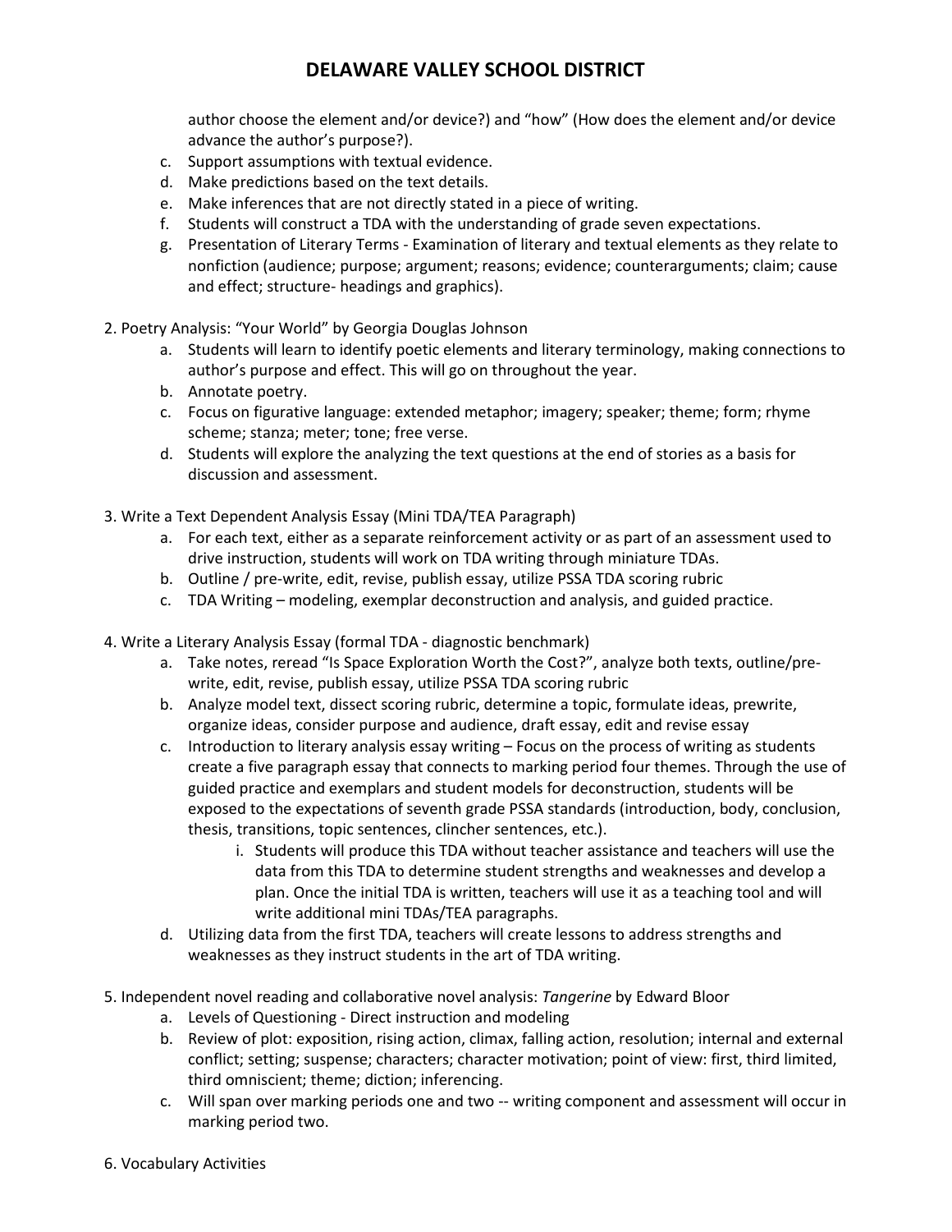author choose the element and/or device?) and "how" (How does the element and/or device advance the author's purpose?).

   c. Support assumptions with textual evidence.
   d. Make predictions based on the text details.
   e. Make inferences that are not directly stated in a piece of writing.
   f. Students will construct a TDA with the understanding of grade seven expectations.
   g. Presentation of Literary Terms - Examination of literary and textual elements as they relate to nonfiction (audience; purpose; argument; reasons; evidence; counterarguments; claim; cause and effect; structure- headings and graphics).

2. Poetry Analysis: "Your World" by Georgia Douglas Johnson
   a. Students will learn to identify poetic elements and literary terminology, making connections to author's purpose and effect. This will go on throughout the year.
   b. Annotate poetry.
   c. Focus on figurative language: extended metaphor; imagery; speaker; theme; form; rhyme scheme; stanza; meter; tone; free verse.
   d. Students will explore the analyzing the text questions at the end of stories as a basis for discussion and assessment.

3. Write a Text Dependent Analysis Essay (Mini TDA/TEA Paragraph)
   a. For each text, either as a separate reinforcement activity or as part of an assessment used to drive instruction, students will work on TDA writing through miniature TDAs.
   b. Outline / pre-write, edit, revise, publish essay, utilize PSSA TDA scoring rubric
   c. TDA Writing – modeling, exemplar deconstruction and analysis, and guided practice.

4. Write a Literary Analysis Essay (formal TDA - diagnostic benchmark)
   a. Take notes, reread "Is Space Exploration Worth the Cost?", analyze both texts, outline/pre-write, edit, revise, publish essay, utilize PSSA TDA scoring rubric
   b. Analyze model text, dissect scoring rubric, determine a topic, formulate ideas, prewrite, organize ideas, consider purpose and audience, draft essay, edit and revise essay
   c. Introduction to literary analysis essay writing – Focus on the process of writing as students create a five paragraph essay that connects to marking period four themes. Through the use of guided practice and exemplars and student models for deconstruction, students will be exposed to the expectations of seventh grade PSSA standards (introduction, body, conclusion, thesis, transitions, topic sentences, clincher sentences, etc.).
      i. Students will produce this TDA without teacher assistance and teachers will use the data from this TDA to determine student strengths and weaknesses and develop a plan. Once the initial TDA is written, teachers will use it as a teaching tool and will write additional mini TDAs/TEA paragraphs.
   d. Utilizing data from the first TDA, teachers will create lessons to address strengths and weaknesses as they instruct students in the art of TDA writing.

5. Independent novel reading and collaborative novel analysis: *Tangerine* by Edward Bloor
   a. Levels of Questioning - Direct instruction and modeling
   b. Review of plot: exposition, rising action, climax, falling action, resolution; internal and external conflict; setting; suspense; characters; character motivation; point of view: first, third limited, third omniscient; theme; diction; inferencing.
   c. Will span over marking periods one and two -- writing component and assessment will occur in marking period two.

6. Vocabulary Activities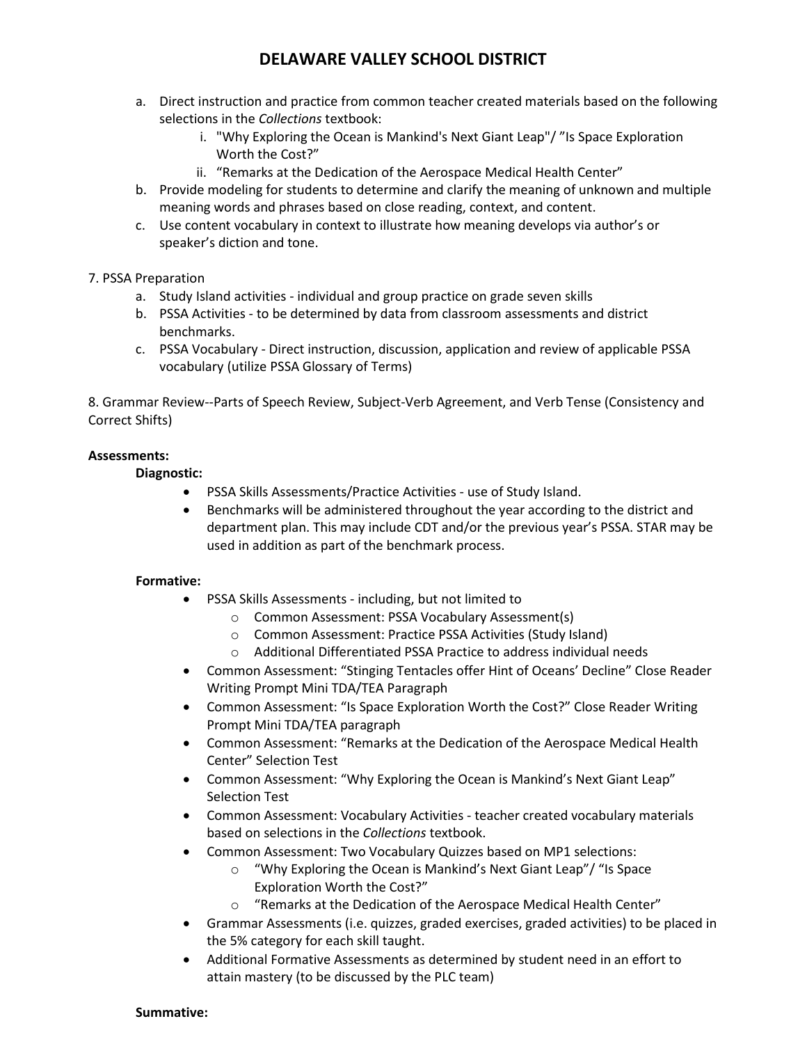a. Direct instruction and practice from common teacher created materials based on the following selections in the *Collections* textbook:
    i. "Why Exploring the Ocean is Mankind's Next Giant Leap"/ "Is Space Exploration Worth the Cost?"
    ii. "Remarks at the Dedication of the Aerospace Medical Health Center"
b. Provide modeling for students to determine and clarify the meaning of unknown and multiple meaning words and phrases based on close reading, context, and content.
c. Use content vocabulary in context to illustrate how meaning develops via author's or speaker's diction and tone.

7. PSSA Preparation
    a. Study Island activities - individual and group practice on grade seven skills
    b. PSSA Activities - to be determined by data from classroom assessments and district benchmarks.
    c. PSSA Vocabulary - Direct instruction, discussion, application and review of applicable PSSA vocabulary (utilize PSSA Glossary of Terms)

8. Grammar Review--Parts of Speech Review, Subject-Verb Agreement, and Verb Tense (Consistency and Correct Shifts)

**Assessments:**

**Diagnostic:**

- PSSA Skills Assessments/Practice Activities - use of Study Island.
- Benchmarks will be administered throughout the year according to the district and department plan. This may include CDT and/or the previous year's PSSA. STAR may be used in addition as part of the benchmark process.

**Formative:**

- PSSA Skills Assessments - including, but not limited to
    - Common Assessment: PSSA Vocabulary Assessment(s)
    - Common Assessment: Practice PSSA Activities (Study Island)
    - Additional Differentiated PSSA Practice to address individual needs
- Common Assessment: "Stinging Tentacles offer Hint of Oceans' Decline" Close Reader Writing Prompt Mini TDA/TEA Paragraph
- Common Assessment: "Is Space Exploration Worth the Cost?" Close Reader Writing Prompt Mini TDA/TEA paragraph
- Common Assessment: "Remarks at the Dedication of the Aerospace Medical Health Center" Selection Test
- Common Assessment: "Why Exploring the Ocean is Mankind's Next Giant Leap" Selection Test
- Common Assessment: Vocabulary Activities - teacher created vocabulary materials based on selections in the *Collections* textbook.
- Common Assessment: Two Vocabulary Quizzes based on MP1 selections:
    - "Why Exploring the Ocean is Mankind's Next Giant Leap"/ "Is Space Exploration Worth the Cost?"
    - "Remarks at the Dedication of the Aerospace Medical Health Center"
- Grammar Assessments (i.e. quizzes, graded exercises, graded activities) to be placed in the 5% category for each skill taught.
- Additional Formative Assessments as determined by student need in an effort to attain mastery (to be discussed by the PLC team)

**Summative:**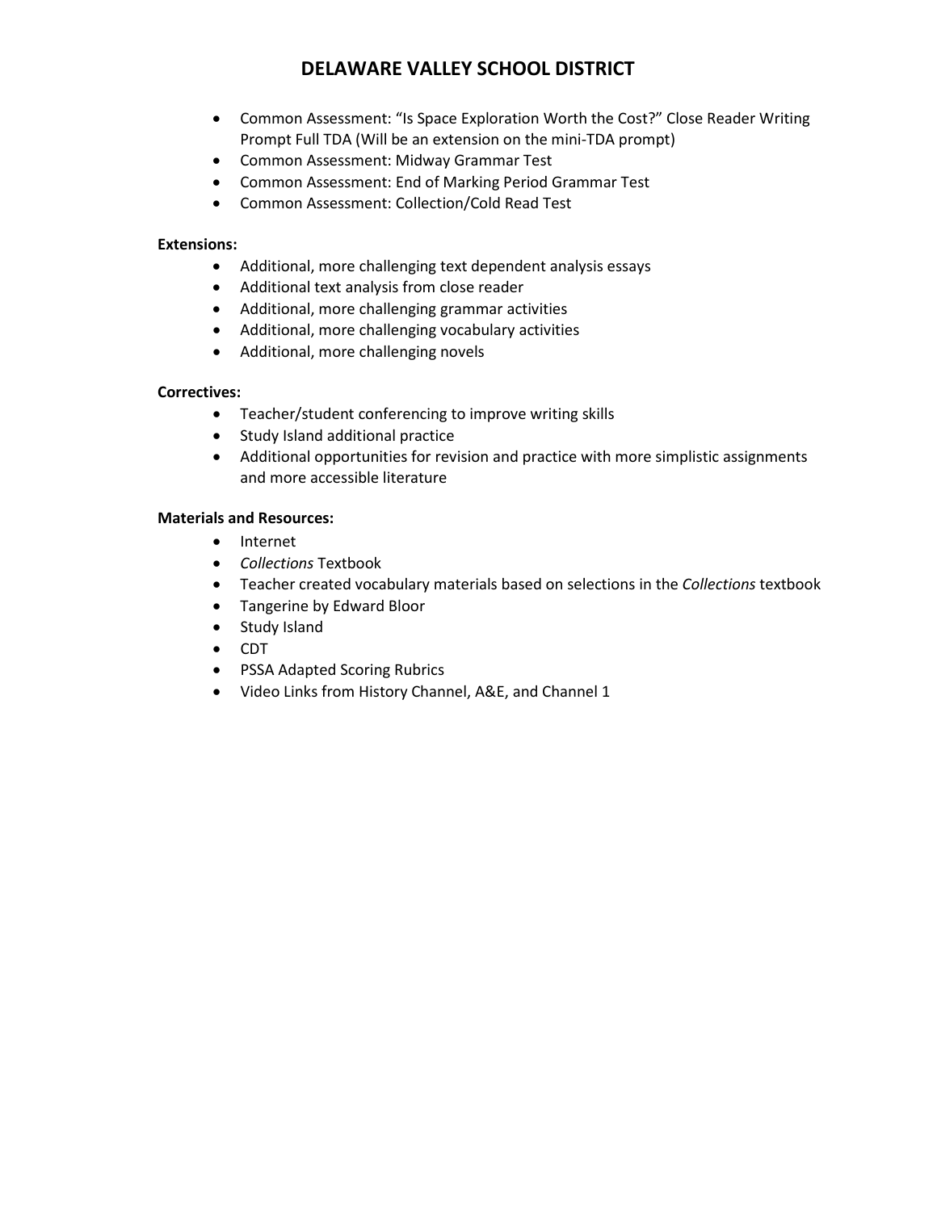- Common Assessment: "Is Space Exploration Worth the Cost?" Close Reader Writing Prompt Full TDA (Will be an extension on the mini-TDA prompt)
- Common Assessment: Midway Grammar Test
- Common Assessment: End of Marking Period Grammar Test
- Common Assessment: Collection/Cold Read Test

**Extensions:**

- Additional, more challenging text dependent analysis essays
- Additional text analysis from close reader
- Additional, more challenging grammar activities
- Additional, more challenging vocabulary activities
- Additional, more challenging novels

**Correctives:**

- Teacher/student conferencing to improve writing skills
- Study Island additional practice
- Additional opportunities for revision and practice with more simplistic assignments and more accessible literature

**Materials and Resources:**

- Internet
- *Collections* Textbook
- Teacher created vocabulary materials based on selections in the *Collections* textbook
- Tangerine by Edward Bloor
- Study Island
- CDT
- PSSA Adapted Scoring Rubrics
- Video Links from History Channel, A&E, and Channel 1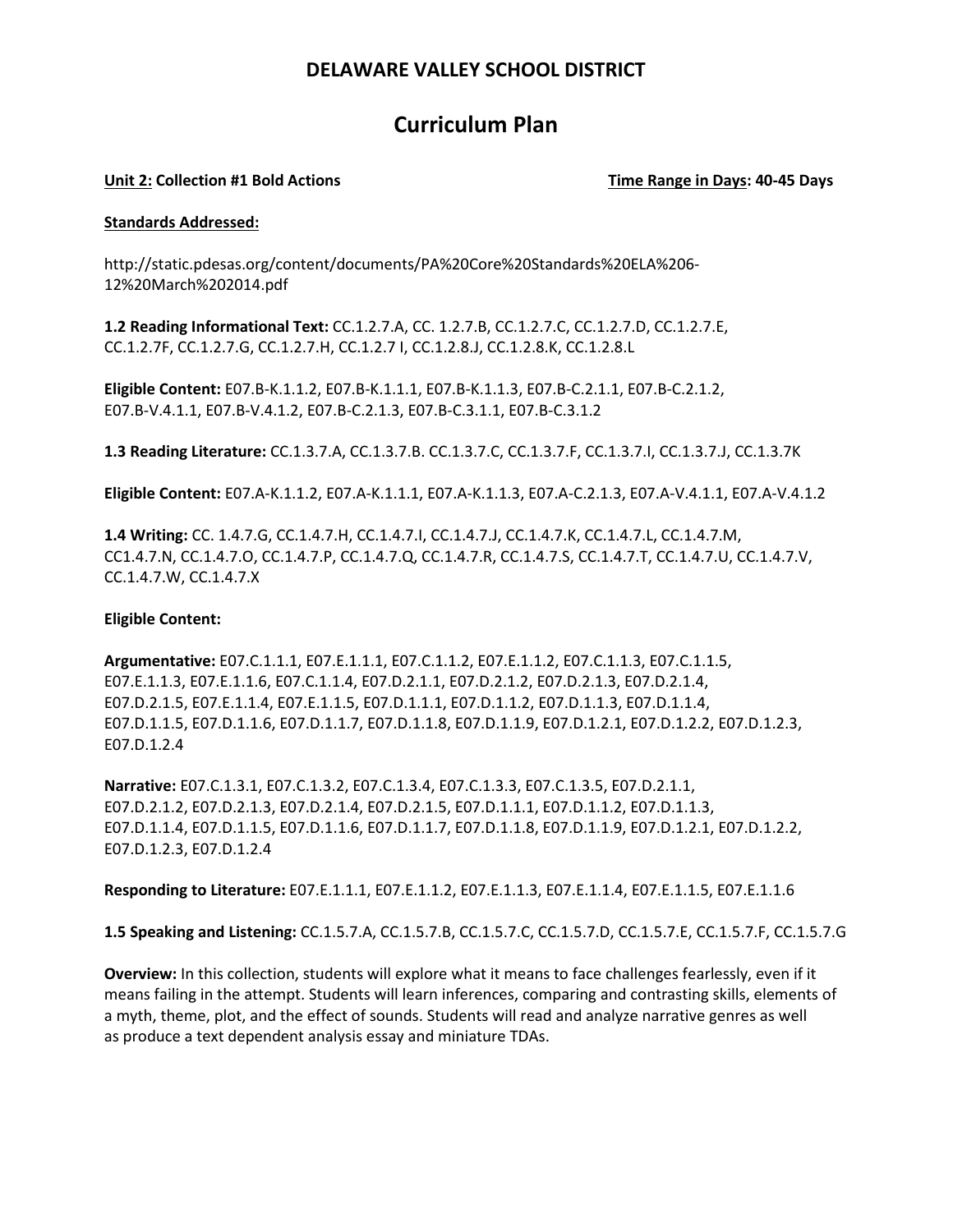# DELAWARE VALLEY SCHOOL DISTRICT

# Curriculum Plan

**Unit 2: Collection #1 Bold Actions** **Time Range in Days: 40-45 Days**

**Standards Addressed:**

http://static.pdesas.org/content/documents/PA%20Core%20Standards%20ELA%206-12%20March%202014.pdf

**1.2 Reading Informational Text:** CC.1.2.7.A, CC. 1.2.7.B, CC.1.2.7.C, CC.1.2.7.D, CC.1.2.7.E, CC.1.2.7F, CC.1.2.7.G, CC.1.2.7.H, CC.1.2.7 I, CC.1.2.8.J, CC.1.2.8.K, CC.1.2.8.L

**Eligible Content:** E07.B-K.1.1.2, E07.B-K.1.1.1, E07.B-K.1.1.3, E07.B-C.2.1.1, E07.B-C.2.1.2, E07.B-V.4.1.1, E07.B-V.4.1.2, E07.B-C.2.1.3, E07.B-C.3.1.1, E07.B-C.3.1.2

**1.3 Reading Literature:** CC.1.3.7.A, CC.1.3.7.B. CC.1.3.7.C, CC.1.3.7.F, CC.1.3.7.I, CC.1.3.7.J, CC.1.3.7K

**Eligible Content:** E07.A-K.1.1.2, E07.A-K.1.1.1, E07.A-K.1.1.3, E07.A-C.2.1.3, E07.A-V.4.1.1, E07.A-V.4.1.2

**1.4 Writing:** CC. 1.4.7.G, CC.1.4.7.H, CC.1.4.7.I, CC.1.4.7.J, CC.1.4.7.K, CC.1.4.7.L, CC.1.4.7.M, CC1.4.7.N, CC.1.4.7.O, CC.1.4.7.P, CC.1.4.7.Q, CC.1.4.7.R, CC.1.4.7.S, CC.1.4.7.T, CC.1.4.7.U, CC.1.4.7.V, CC.1.4.7.W, CC.1.4.7.X

**Eligible Content:**

**Argumentative:** E07.C.1.1.1, E07.E.1.1.1, E07.C.1.1.2, E07.E.1.1.2, E07.C.1.1.3, E07.C.1.1.5, E07.E.1.1.3, E07.E.1.1.6, E07.C.1.1.4, E07.D.2.1.1, E07.D.2.1.2, E07.D.2.1.3, E07.D.2.1.4, E07.D.2.1.5, E07.E.1.1.4, E07.E.1.1.5, E07.D.1.1.1, E07.D.1.1.2, E07.D.1.1.3, E07.D.1.1.4, E07.D.1.1.5, E07.D.1.1.6, E07.D.1.1.7, E07.D.1.1.8, E07.D.1.1.9, E07.D.1.2.1, E07.D.1.2.2, E07.D.1.2.3, E07.D.1.2.4

**Narrative:** E07.C.1.3.1, E07.C.1.3.2, E07.C.1.3.4, E07.C.1.3.3, E07.C.1.3.5, E07.D.2.1.1, E07.D.2.1.2, E07.D.2.1.3, E07.D.2.1.4, E07.D.2.1.5, E07.D.1.1.1, E07.D.1.1.2, E07.D.1.1.3, E07.D.1.1.4, E07.D.1.1.5, E07.D.1.1.6, E07.D.1.1.7, E07.D.1.1.8, E07.D.1.1.9, E07.D.1.2.1, E07.D.1.2.2, E07.D.1.2.3, E07.D.1.2.4

**Responding to Literature:** E07.E.1.1.1, E07.E.1.1.2, E07.E.1.1.3, E07.E.1.1.4, E07.E.1.1.5, E07.E.1.1.6

**1.5 Speaking and Listening:** CC.1.5.7.A, CC.1.5.7.B, CC.1.5.7.C, CC.1.5.7.D, CC.1.5.7.E, CC.1.5.7.F, CC.1.5.7.G

**Overview:** In this collection, students will explore what it means to face challenges fearlessly, even if it means failing in the attempt. Students will learn inferences, comparing and contrasting skills, elements of a myth, theme, plot, and the effect of sounds. Students will read and analyze narrative genres as well as produce a text dependent analysis essay and miniature TDAs.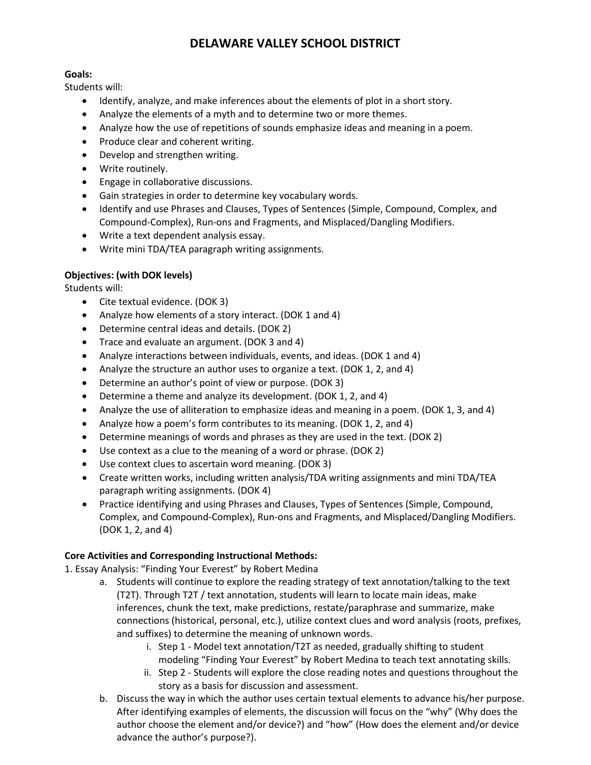# DELAWARE VALLEY SCHOOL DISTRICT

**Goals:**
Students will:

- Identify, analyze, and make inferences about the elements of plot in a short story.
- Analyze the elements of a myth and to determine two or more themes.
- Analyze how the use of repetitions of sounds emphasize ideas and meaning in a poem.
- Produce clear and coherent writing.
- Develop and strengthen writing.
- Write routinely.
- Engage in collaborative discussions.
- Gain strategies in order to determine key vocabulary words.
- Identify and use Phrases and Clauses, Types of Sentences (Simple, Compound, Complex, and Compound-Complex), Run-ons and Fragments, and Misplaced/Dangling Modifiers.
- Write a text dependent analysis essay.
- Write mini TDA/TEA paragraph writing assignments.

**Objectives: (with DOK levels)**
Students will:

- Cite textual evidence. (DOK 3)
- Analyze how elements of a story interact. (DOK 1 and 4)
- Determine central ideas and details. (DOK 2)
- Trace and evaluate an argument. (DOK 3 and 4)
- Analyze interactions between individuals, events, and ideas. (DOK 1 and 4)
- Analyze the structure an author uses to organize a text. (DOK 1, 2, and 4)
- Determine an author's point of view or purpose. (DOK 3)
- Determine a theme and analyze its development. (DOK 1, 2, and 4)
- Analyze the use of alliteration to emphasize ideas and meaning in a poem. (DOK 1, 3, and 4)
- Analyze how a poem's form contributes to its meaning. (DOK 1, 2, and 4)
- Determine meanings of words and phrases as they are used in the text. (DOK 2)
- Use context as a clue to the meaning of a word or phrase. (DOK 2)
- Use context clues to ascertain word meaning. (DOK 3)
- Create written works, including written analysis/TDA writing assignments and mini TDA/TEA paragraph writing assignments. (DOK 4)
- Practice identifying and using Phrases and Clauses, Types of Sentences (Simple, Compound, Complex, and Compound-Complex), Run-ons and Fragments, and Misplaced/Dangling Modifiers. (DOK 1, 2, and 4)

**Core Activities and Corresponding Instructional Methods:**

1. Essay Analysis: "Finding Your Everest" by Robert Medina
   a. Students will continue to explore the reading strategy of text annotation/talking to the text (T2T). Through T2T / text annotation, students will learn to locate main ideas, make inferences, chunk the text, make predictions, restate/paraphrase and summarize, make connections (historical, personal, etc.), utilize context clues and word analysis (roots, prefixes, and suffixes) to determine the meaning of unknown words.
      i. Step 1 - Model text annotation/T2T as needed, gradually shifting to student modeling "Finding Your Everest" by Robert Medina to teach text annotating skills.
      ii. Step 2 - Students will explore the close reading notes and questions throughout the story as a basis for discussion and assessment.
   
   b. Discuss the way in which the author uses certain textual elements to advance his/her purpose. After identifying examples of elements, the discussion will focus on the "why" (Why does the author choose the element and/or device?) and "how" (How does the element and/or device advance the author's purpose?).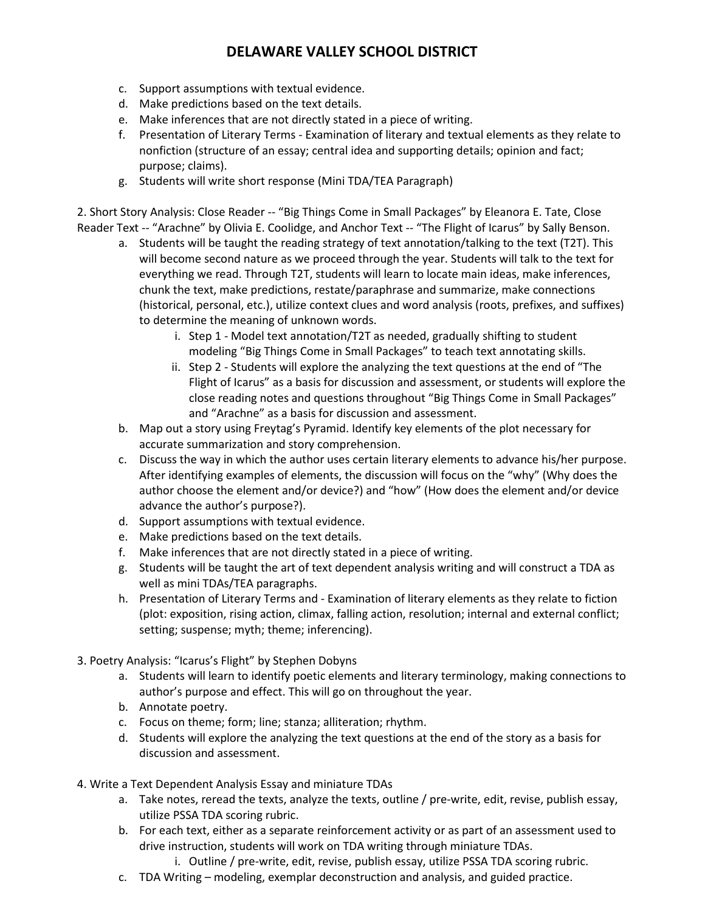c. Support assumptions with textual evidence.
d. Make predictions based on the text details.
e. Make inferences that are not directly stated in a piece of writing.
f. Presentation of Literary Terms - Examination of literary and textual elements as they relate to nonfiction (structure of an essay; central idea and supporting details; opinion and fact; purpose; claims).
g. Students will write short response (Mini TDA/TEA Paragraph)

2. Short Story Analysis: Close Reader -- "Big Things Come in Small Packages" by Eleanora E. Tate, Close Reader Text -- "Arachne" by Olivia E. Coolidge, and Anchor Text -- "The Flight of Icarus" by Sally Benson.
   a. Students will be taught the reading strategy of text annotation/talking to the text (T2T). This will become second nature as we proceed through the year. Students will talk to the text for everything we read. Through T2T, students will learn to locate main ideas, make inferences, chunk the text, make predictions, restate/paraphrase and summarize, make connections (historical, personal, etc.), utilize context clues and word analysis (roots, prefixes, and suffixes) to determine the meaning of unknown words.
      i. Step 1 - Model text annotation/T2T as needed, gradually shifting to student modeling "Big Things Come in Small Packages" to teach text annotating skills.
      ii. Step 2 - Students will explore the analyzing the text questions at the end of "The Flight of Icarus" as a basis for discussion and assessment, or students will explore the close reading notes and questions throughout "Big Things Come in Small Packages" and "Arachne" as a basis for discussion and assessment.
   b. Map out a story using Freytag's Pyramid. Identify key elements of the plot necessary for accurate summarization and story comprehension.
   c. Discuss the way in which the author uses certain literary elements to advance his/her purpose. After identifying examples of elements, the discussion will focus on the "why" (Why does the author choose the element and/or device?) and "how" (How does the element and/or device advance the author's purpose?).
   d. Support assumptions with textual evidence.
   e. Make predictions based on the text details.
   f. Make inferences that are not directly stated in a piece of writing.
   g. Students will be taught the art of text dependent analysis writing and will construct a TDA as well as mini TDAs/TEA paragraphs.
   h. Presentation of Literary Terms and - Examination of literary elements as they relate to fiction (plot: exposition, rising action, climax, falling action, resolution; internal and external conflict; setting; suspense; myth; theme; inferencing).

3. Poetry Analysis: "Icarus's Flight" by Stephen Dobyns
   a. Students will learn to identify poetic elements and literary terminology, making connections to author's purpose and effect. This will go on throughout the year.
   b. Annotate poetry.
   c. Focus on theme; form; line; stanza; alliteration; rhythm.
   d. Students will explore the analyzing the text questions at the end of the story as a basis for discussion and assessment.

4. Write a Text Dependent Analysis Essay and miniature TDAs
   a. Take notes, reread the texts, analyze the texts, outline / pre-write, edit, revise, publish essay, utilize PSSA TDA scoring rubric.
   b. For each text, either as a separate reinforcement activity or as part of an assessment used to drive instruction, students will work on TDA writing through miniature TDAs.
      i. Outline / pre-write, edit, revise, publish essay, utilize PSSA TDA scoring rubric.
   c. TDA Writing – modeling, exemplar deconstruction and analysis, and guided practice.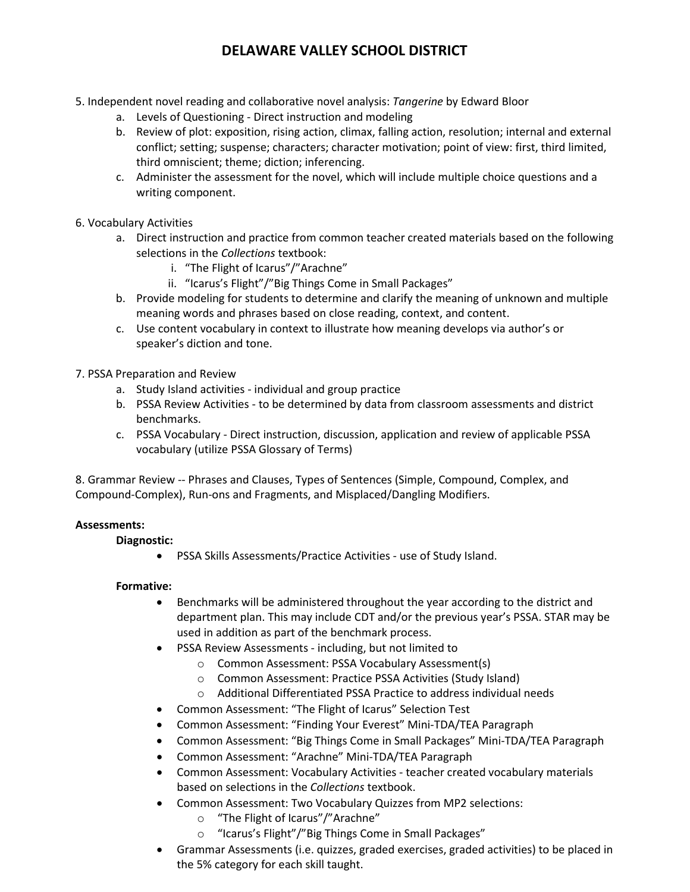5. Independent novel reading and collaborative novel analysis: *Tangerine* by Edward Bloor
   a. Levels of Questioning - Direct instruction and modeling
   b. Review of plot: exposition, rising action, climax, falling action, resolution; internal and external conflict; setting; suspense; characters; character motivation; point of view: first, third limited, third omniscient; theme; diction; inferencing.
   c. Administer the assessment for the novel, which will include multiple choice questions and a writing component.

6. Vocabulary Activities
   a. Direct instruction and practice from common teacher created materials based on the following selections in the *Collections* textbook:
      i. "The Flight of Icarus"/"Arachne"
      ii. "Icarus's Flight"/"Big Things Come in Small Packages"
   b. Provide modeling for students to determine and clarify the meaning of unknown and multiple meaning words and phrases based on close reading, context, and content.
   c. Use content vocabulary in context to illustrate how meaning develops via author's or speaker's diction and tone.

7. PSSA Preparation and Review
   a. Study Island activities - individual and group practice
   b. PSSA Review Activities - to be determined by data from classroom assessments and district benchmarks.
   c. PSSA Vocabulary - Direct instruction, discussion, application and review of applicable PSSA vocabulary (utilize PSSA Glossary of Terms)

8. Grammar Review -- Phrases and Clauses, Types of Sentences (Simple, Compound, Complex, and Compound-Complex), Run-ons and Fragments, and Misplaced/Dangling Modifiers.

**Assessments:**

**Diagnostic:**

- PSSA Skills Assessments/Practice Activities - use of Study Island.

**Formative:**

- Benchmarks will be administered throughout the year according to the district and department plan. This may include CDT and/or the previous year's PSSA. STAR may be used in addition as part of the benchmark process.
- PSSA Review Assessments - including, but not limited to
  - Common Assessment: PSSA Vocabulary Assessment(s)
  - Common Assessment: Practice PSSA Activities (Study Island)
  - Additional Differentiated PSSA Practice to address individual needs
- Common Assessment: "The Flight of Icarus" Selection Test
- Common Assessment: "Finding Your Everest" Mini-TDA/TEA Paragraph
- Common Assessment: "Big Things Come in Small Packages" Mini-TDA/TEA Paragraph
- Common Assessment: "Arachne" Mini-TDA/TEA Paragraph
- Common Assessment: Vocabulary Activities - teacher created vocabulary materials based on selections in the *Collections* textbook.
- Common Assessment: Two Vocabulary Quizzes from MP2 selections:
  - "The Flight of Icarus"/"Arachne"
  - "Icarus's Flight"/"Big Things Come in Small Packages"
- Grammar Assessments (i.e. quizzes, graded exercises, graded activities) to be placed in the 5% category for each skill taught.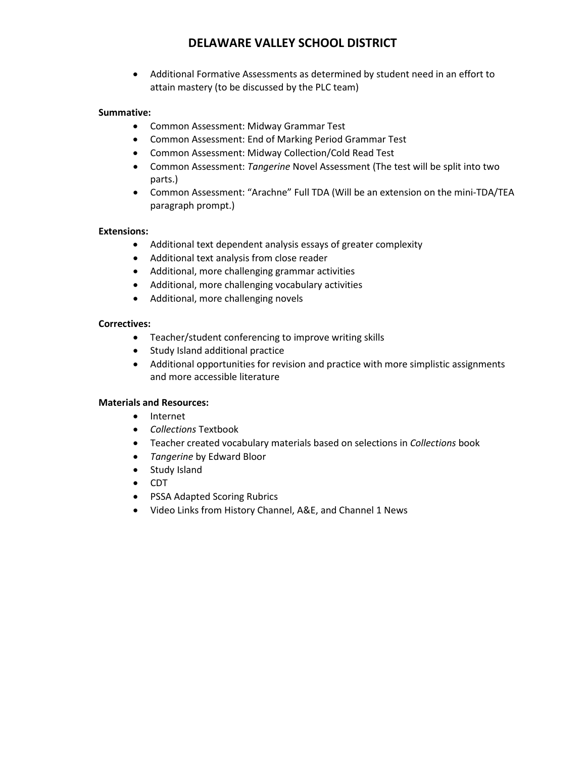- Additional Formative Assessments as determined by student need in an effort to attain mastery (to be discussed by the PLC team)

**Summative:**

- Common Assessment: Midway Grammar Test
- Common Assessment: End of Marking Period Grammar Test
- Common Assessment: Midway Collection/Cold Read Test
- Common Assessment: *Tangerine* Novel Assessment (The test will be split into two parts.)
- Common Assessment: “Arachne” Full TDA (Will be an extension on the mini-TDA/TEA paragraph prompt.)

**Extensions:**

- Additional text dependent analysis essays of greater complexity
- Additional text analysis from close reader
- Additional, more challenging grammar activities
- Additional, more challenging vocabulary activities
- Additional, more challenging novels

**Correctives:**

- Teacher/student conferencing to improve writing skills
- Study Island additional practice
- Additional opportunities for revision and practice with more simplistic assignments and more accessible literature

**Materials and Resources:**

- Internet
- *Collections* Textbook
- Teacher created vocabulary materials based on selections in *Collections* book
- *Tangerine* by Edward Bloor
- Study Island
- CDT
- PSSA Adapted Scoring Rubrics
- Video Links from History Channel, A&E, and Channel 1 News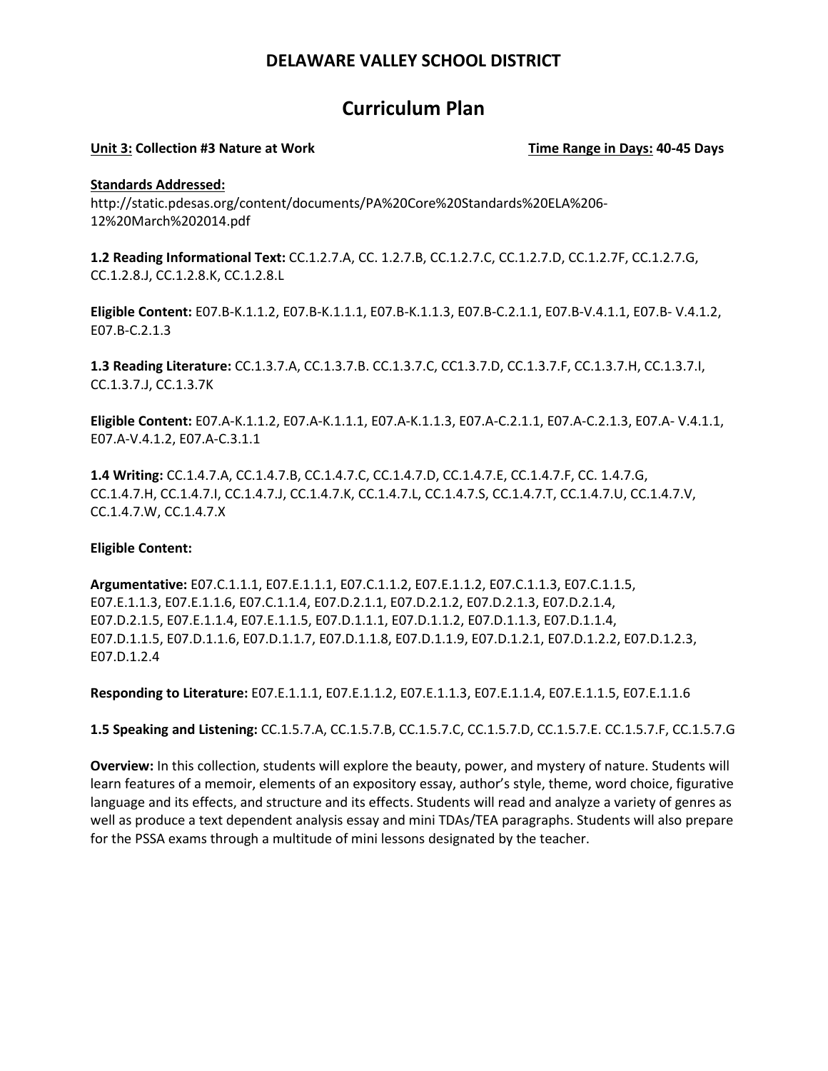# DELAWARE VALLEY SCHOOL DISTRICT

## Curriculum Plan

**Unit 3: Collection #3 Nature at Work** **Time Range in Days: 40-45 Days**

**Standards Addressed:**
http://static.pdesas.org/content/documents/PA%20Core%20Standards%20ELA%206-12%20March%202014.pdf

**1.2 Reading Informational Text:** CC.1.2.7.A, CC. 1.2.7.B, CC.1.2.7.C, CC.1.2.7.D, CC.1.2.7F, CC.1.2.7.G, CC.1.2.8.J, CC.1.2.8.K, CC.1.2.8.L

**Eligible Content:** E07.B-K.1.1.2, E07.B-K.1.1.1, E07.B-K.1.1.3, E07.B-C.2.1.1, E07.B-V.4.1.1, E07.B- V.4.1.2, E07.B-C.2.1.3

**1.3 Reading Literature:** CC.1.3.7.A, CC.1.3.7.B. CC.1.3.7.C, CC1.3.7.D, CC.1.3.7.F, CC.1.3.7.H, CC.1.3.7.I, CC.1.3.7.J, CC.1.3.7K

**Eligible Content:** E07.A-K.1.1.2, E07.A-K.1.1.1, E07.A-K.1.1.3, E07.A-C.2.1.1, E07.A-C.2.1.3, E07.A- V.4.1.1, E07.A-V.4.1.2, E07.A-C.3.1.1

**1.4 Writing:** CC.1.4.7.A, CC.1.4.7.B, CC.1.4.7.C, CC.1.4.7.D, CC.1.4.7.E, CC.1.4.7.F, CC. 1.4.7.G, CC.1.4.7.H, CC.1.4.7.I, CC.1.4.7.J, CC.1.4.7.K, CC.1.4.7.L, CC.1.4.7.S, CC.1.4.7.T, CC.1.4.7.U, CC.1.4.7.V, CC.1.4.7.W, CC.1.4.7.X

**Eligible Content:**

**Argumentative:** E07.C.1.1.1, E07.E.1.1.1, E07.C.1.1.2, E07.E.1.1.2, E07.C.1.1.3, E07.C.1.1.5, E07.E.1.1.3, E07.E.1.1.6, E07.C.1.1.4, E07.D.2.1.1, E07.D.2.1.2, E07.D.2.1.3, E07.D.2.1.4, E07.D.2.1.5, E07.E.1.1.4, E07.E.1.1.5, E07.D.1.1.1, E07.D.1.1.2, E07.D.1.1.3, E07.D.1.1.4, E07.D.1.1.5, E07.D.1.1.6, E07.D.1.1.7, E07.D.1.1.8, E07.D.1.1.9, E07.D.1.2.1, E07.D.1.2.2, E07.D.1.2.3, E07.D.1.2.4

**Responding to Literature:** E07.E.1.1.1, E07.E.1.1.2, E07.E.1.1.3, E07.E.1.1.4, E07.E.1.1.5, E07.E.1.1.6

**1.5 Speaking and Listening:** CC.1.5.7.A, CC.1.5.7.B, CC.1.5.7.C, CC.1.5.7.D, CC.1.5.7.E. CC.1.5.7.F, CC.1.5.7.G

**Overview:** In this collection, students will explore the beauty, power, and mystery of nature. Students will learn features of a memoir, elements of an expository essay, author's style, theme, word choice, figurative language and its effects, and structure and its effects. Students will read and analyze a variety of genres as well as produce a text dependent analysis essay and mini TDAs/TEA paragraphs. Students will also prepare for the PSSA exams through a multitude of mini lessons designated by the teacher.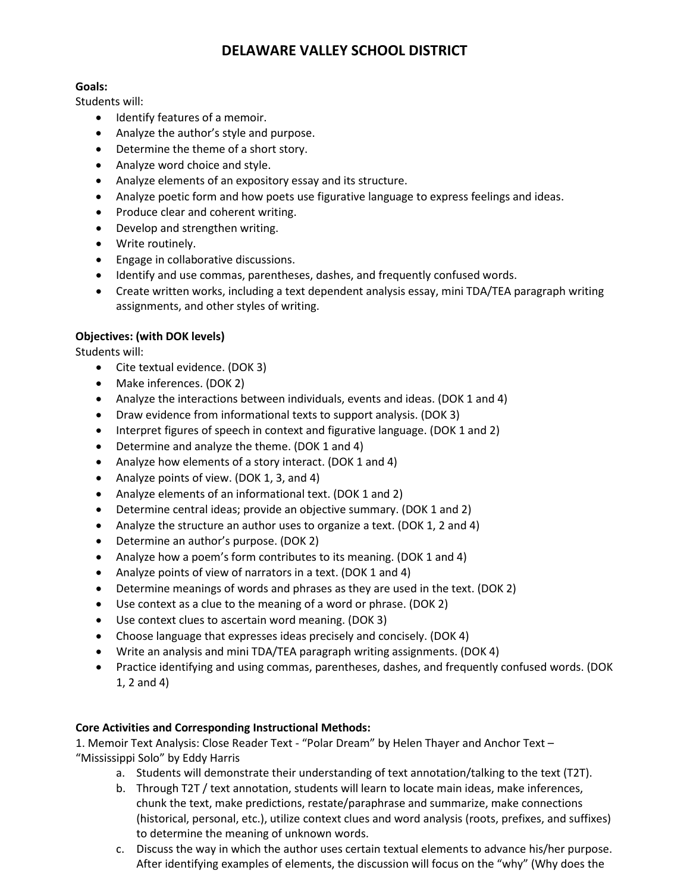# DELAWARE VALLEY SCHOOL DISTRICT

**Goals:**
Students will:

- Identify features of a memoir.
- Analyze the author's style and purpose.
- Determine the theme of a short story.
- Analyze word choice and style.
- Analyze elements of an expository essay and its structure.
- Analyze poetic form and how poets use figurative language to express feelings and ideas.
- Produce clear and coherent writing.
- Develop and strengthen writing.
- Write routinely.
- Engage in collaborative discussions.
- Identify and use commas, parentheses, dashes, and frequently confused words.
- Create written works, including a text dependent analysis essay, mini TDA/TEA paragraph writing assignments, and other styles of writing.

**Objectives: (with DOK levels)**
Students will:

- Cite textual evidence. (DOK 3)
- Make inferences. (DOK 2)
- Analyze the interactions between individuals, events and ideas. (DOK 1 and 4)
- Draw evidence from informational texts to support analysis. (DOK 3)
- Interpret figures of speech in context and figurative language. (DOK 1 and 2)
- Determine and analyze the theme. (DOK 1 and 4)
- Analyze how elements of a story interact. (DOK 1 and 4)
- Analyze points of view. (DOK 1, 3, and 4)
- Analyze elements of an informational text. (DOK 1 and 2)
- Determine central ideas; provide an objective summary. (DOK 1 and 2)
- Analyze the structure an author uses to organize a text. (DOK 1, 2 and 4)
- Determine an author's purpose. (DOK 2)
- Analyze how a poem's form contributes to its meaning. (DOK 1 and 4)
- Analyze points of view of narrators in a text. (DOK 1 and 4)
- Determine meanings of words and phrases as they are used in the text. (DOK 2)
- Use context as a clue to the meaning of a word or phrase. (DOK 2)
- Use context clues to ascertain word meaning. (DOK 3)
- Choose language that expresses ideas precisely and concisely. (DOK 4)
- Write an analysis and mini TDA/TEA paragraph writing assignments. (DOK 4)
- Practice identifying and using commas, parentheses, dashes, and frequently confused words. (DOK 1, 2 and 4)

**Core Activities and Corresponding Instructional Methods:**

1. Memoir Text Analysis: Close Reader Text - "Polar Dream" by Helen Thayer and Anchor Text – "Mississippi Solo" by Eddy Harris
    a. Students will demonstrate their understanding of text annotation/talking to the text (T2T).
    b. Through T2T / text annotation, students will learn to locate main ideas, make inferences, chunk the text, make predictions, restate/paraphrase and summarize, make connections (historical, personal, etc.), utilize context clues and word analysis (roots, prefixes, and suffixes) to determine the meaning of unknown words.
    c. Discuss the way in which the author uses certain textual elements to advance his/her purpose. After identifying examples of elements, the discussion will focus on the "why" (Why does the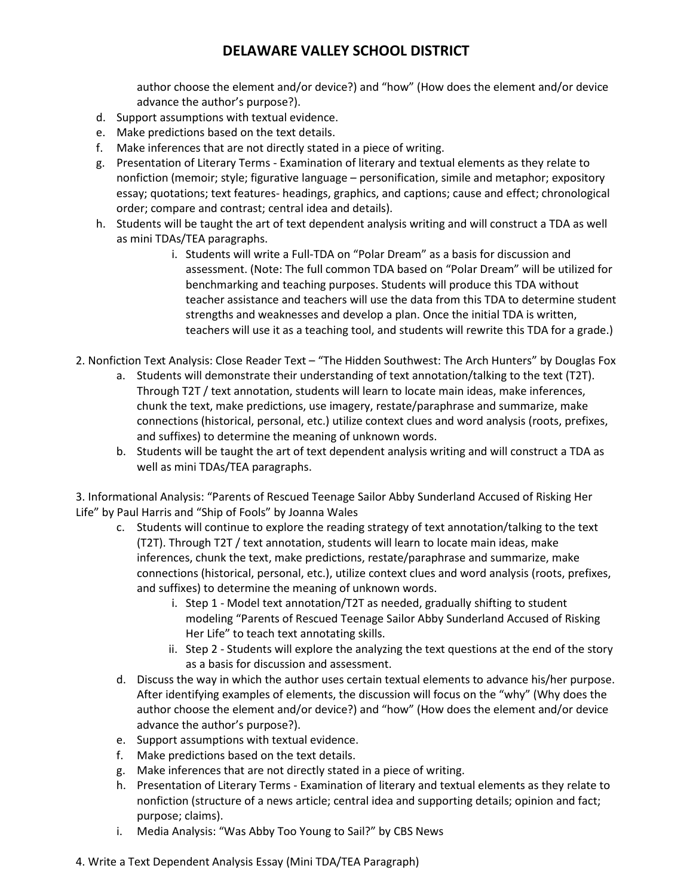author choose the element and/or device?) and "how" (How does the element and/or device advance the author's purpose?).

d. Support assumptions with textual evidence.
e. Make predictions based on the text details.
f. Make inferences that are not directly stated in a piece of writing.
g. Presentation of Literary Terms - Examination of literary and textual elements as they relate to nonfiction (memoir; style; figurative language – personification, simile and metaphor; expository essay; quotations; text features- headings, graphics, and captions; cause and effect; chronological order; compare and contrast; central idea and details).
h. Students will be taught the art of text dependent analysis writing and will construct a TDA as well as mini TDAs/TEA paragraphs.
    i. Students will write a Full-TDA on "Polar Dream" as a basis for discussion and assessment. (Note: The full common TDA based on "Polar Dream" will be utilized for benchmarking and teaching purposes. Students will produce this TDA without teacher assistance and teachers will use the data from this TDA to determine student strengths and weaknesses and develop a plan. Once the initial TDA is written, teachers will use it as a teaching tool, and students will rewrite this TDA for a grade.)

2. Nonfiction Text Analysis: Close Reader Text – "The Hidden Southwest: The Arch Hunters" by Douglas Fox
    a. Students will demonstrate their understanding of text annotation/talking to the text (T2T). Through T2T / text annotation, students will learn to locate main ideas, make inferences, chunk the text, make predictions, use imagery, restate/paraphrase and summarize, make connections (historical, personal, etc.) utilize context clues and word analysis (roots, prefixes, and suffixes) to determine the meaning of unknown words.
    b. Students will be taught the art of text dependent analysis writing and will construct a TDA as well as mini TDAs/TEA paragraphs.

3. Informational Analysis: "Parents of Rescued Teenage Sailor Abby Sunderland Accused of Risking Her Life" by Paul Harris and "Ship of Fools" by Joanna Wales
    c. Students will continue to explore the reading strategy of text annotation/talking to the text (T2T). Through T2T / text annotation, students will learn to locate main ideas, make inferences, chunk the text, make predictions, restate/paraphrase and summarize, make connections (historical, personal, etc.), utilize context clues and word analysis (roots, prefixes, and suffixes) to determine the meaning of unknown words.
        i. Step 1 - Model text annotation/T2T as needed, gradually shifting to student modeling "Parents of Rescued Teenage Sailor Abby Sunderland Accused of Risking Her Life" to teach text annotating skills.
        ii. Step 2 - Students will explore the analyzing the text questions at the end of the story as a basis for discussion and assessment.
    d. Discuss the way in which the author uses certain textual elements to advance his/her purpose. After identifying examples of elements, the discussion will focus on the "why" (Why does the author choose the element and/or device?) and "how" (How does the element and/or device advance the author's purpose?).
    e. Support assumptions with textual evidence.
    f. Make predictions based on the text details.
    g. Make inferences that are not directly stated in a piece of writing.
    h. Presentation of Literary Terms - Examination of literary and textual elements as they relate to nonfiction (structure of a news article; central idea and supporting details; opinion and fact; purpose; claims).
    i. Media Analysis: "Was Abby Too Young to Sail?" by CBS News

4. Write a Text Dependent Analysis Essay (Mini TDA/TEA Paragraph)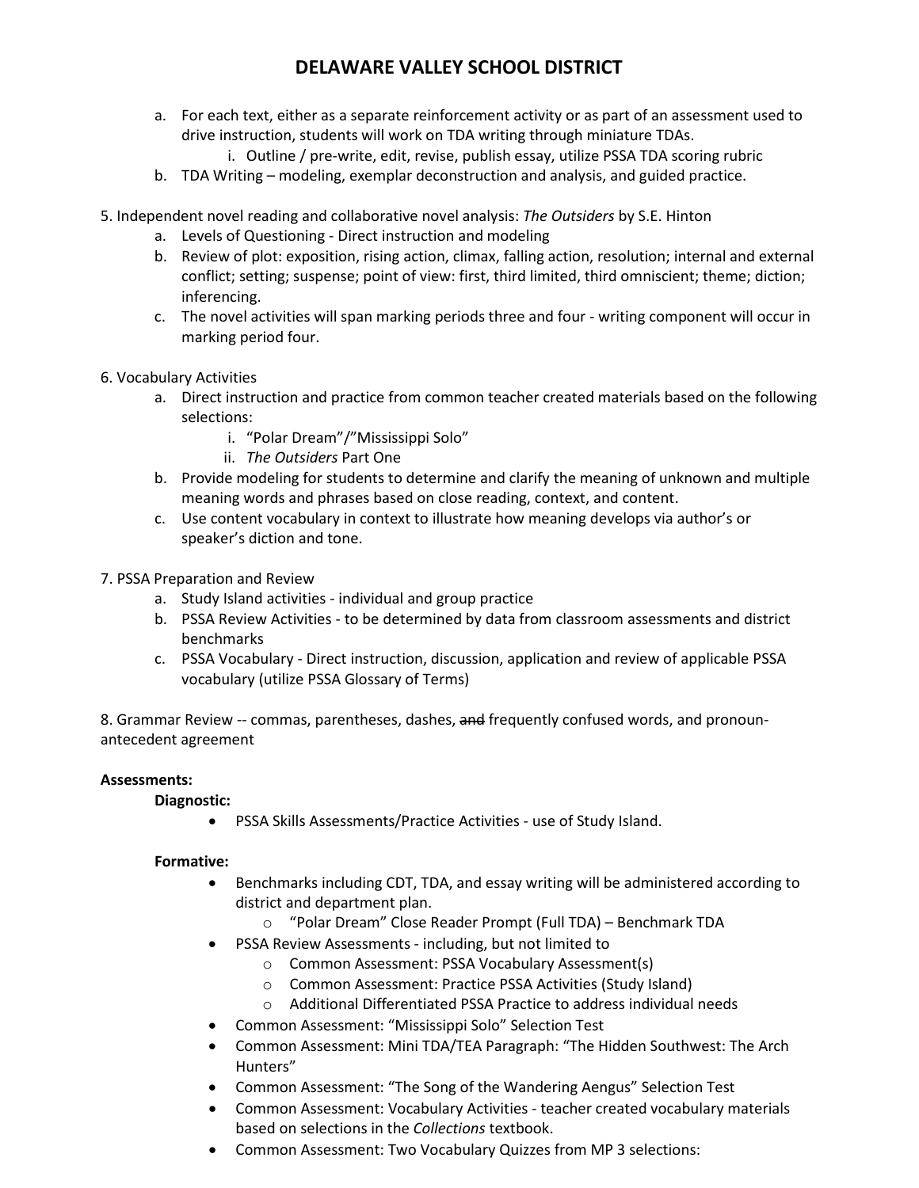a. For each text, either as a separate reinforcement activity or as part of an assessment used to drive instruction, students will work on TDA writing through miniature TDAs.
   i. Outline / pre-write, edit, revise, publish essay, utilize PSSA TDA scoring rubric
b. TDA Writing – modeling, exemplar deconstruction and analysis, and guided practice.

5. Independent novel reading and collaborative novel analysis: *The Outsiders* by S.E. Hinton
   a. Levels of Questioning - Direct instruction and modeling
   b. Review of plot: exposition, rising action, climax, falling action, resolution; internal and external conflict; setting; suspense; point of view: first, third limited, third omniscient; theme; diction; inferencing.
   c. The novel activities will span marking periods three and four - writing component will occur in marking period four.

6. Vocabulary Activities
   a. Direct instruction and practice from common teacher created materials based on the following selections:
      i. "Polar Dream"/"Mississippi Solo"
      ii. *The Outsiders* Part One
   b. Provide modeling for students to determine and clarify the meaning of unknown and multiple meaning words and phrases based on close reading, context, and content.
   c. Use content vocabulary in context to illustrate how meaning develops via author's or speaker's diction and tone.

7. PSSA Preparation and Review
   a. Study Island activities - individual and group practice
   b. PSSA Review Activities - to be determined by data from classroom assessments and district benchmarks
   c. PSSA Vocabulary - Direct instruction, discussion, application and review of applicable PSSA vocabulary (utilize PSSA Glossary of Terms)

8. Grammar Review -- commas, parentheses, dashes, ~~and~~ frequently confused words, and pronoun-antecedent agreement

**Assessments:**

**Diagnostic:**

- PSSA Skills Assessments/Practice Activities - use of Study Island.

**Formative:**

- Benchmarks including CDT, TDA, and essay writing will be administered according to district and department plan.
  - "Polar Dream" Close Reader Prompt (Full TDA) – Benchmark TDA
- PSSA Review Assessments - including, but not limited to
  - Common Assessment: PSSA Vocabulary Assessment(s)
  - Common Assessment: Practice PSSA Activities (Study Island)
  - Additional Differentiated PSSA Practice to address individual needs
- Common Assessment: "Mississippi Solo" Selection Test
- Common Assessment: Mini TDA/TEA Paragraph: "The Hidden Southwest: The Arch Hunters"
- Common Assessment: "The Song of the Wandering Aengus" Selection Test
- Common Assessment: Vocabulary Activities - teacher created vocabulary materials based on selections in the *Collections* textbook.
- Common Assessment: Two Vocabulary Quizzes from MP 3 selections: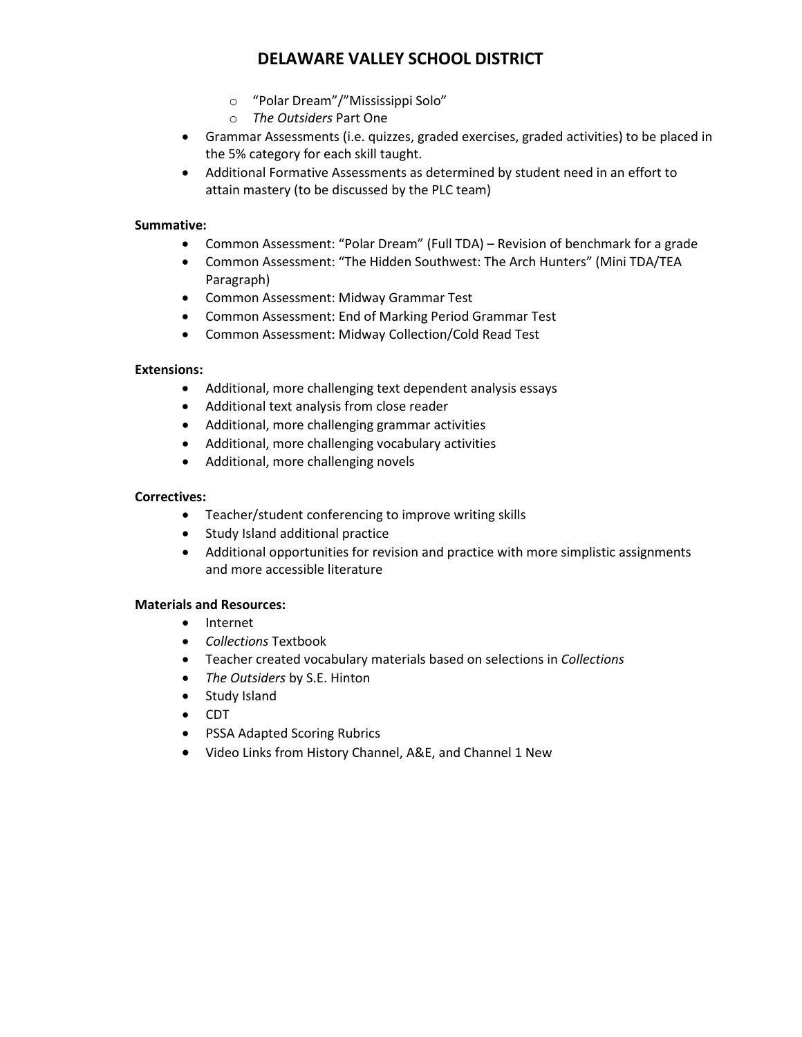- "Polar Dream"/"Mississippi Solo"
  - *The Outsiders* Part One
- Grammar Assessments (i.e. quizzes, graded exercises, graded activities) to be placed in the 5% category for each skill taught.
- Additional Formative Assessments as determined by student need in an effort to attain mastery (to be discussed by the PLC team)

**Summative:**

- Common Assessment: "Polar Dream" (Full TDA) – Revision of benchmark for a grade
- Common Assessment: "The Hidden Southwest: The Arch Hunters" (Mini TDA/TEA Paragraph)
- Common Assessment: Midway Grammar Test
- Common Assessment: End of Marking Period Grammar Test
- Common Assessment: Midway Collection/Cold Read Test

**Extensions:**

- Additional, more challenging text dependent analysis essays
- Additional text analysis from close reader
- Additional, more challenging grammar activities
- Additional, more challenging vocabulary activities
- Additional, more challenging novels

**Correctives:**

- Teacher/student conferencing to improve writing skills
- Study Island additional practice
- Additional opportunities for revision and practice with more simplistic assignments and more accessible literature

**Materials and Resources:**

- Internet
- *Collections* Textbook
- Teacher created vocabulary materials based on selections in *Collections*
- *The Outsiders* by S.E. Hinton
- Study Island
- CDT
- PSSA Adapted Scoring Rubrics
- Video Links from History Channel, A&E, and Channel 1 New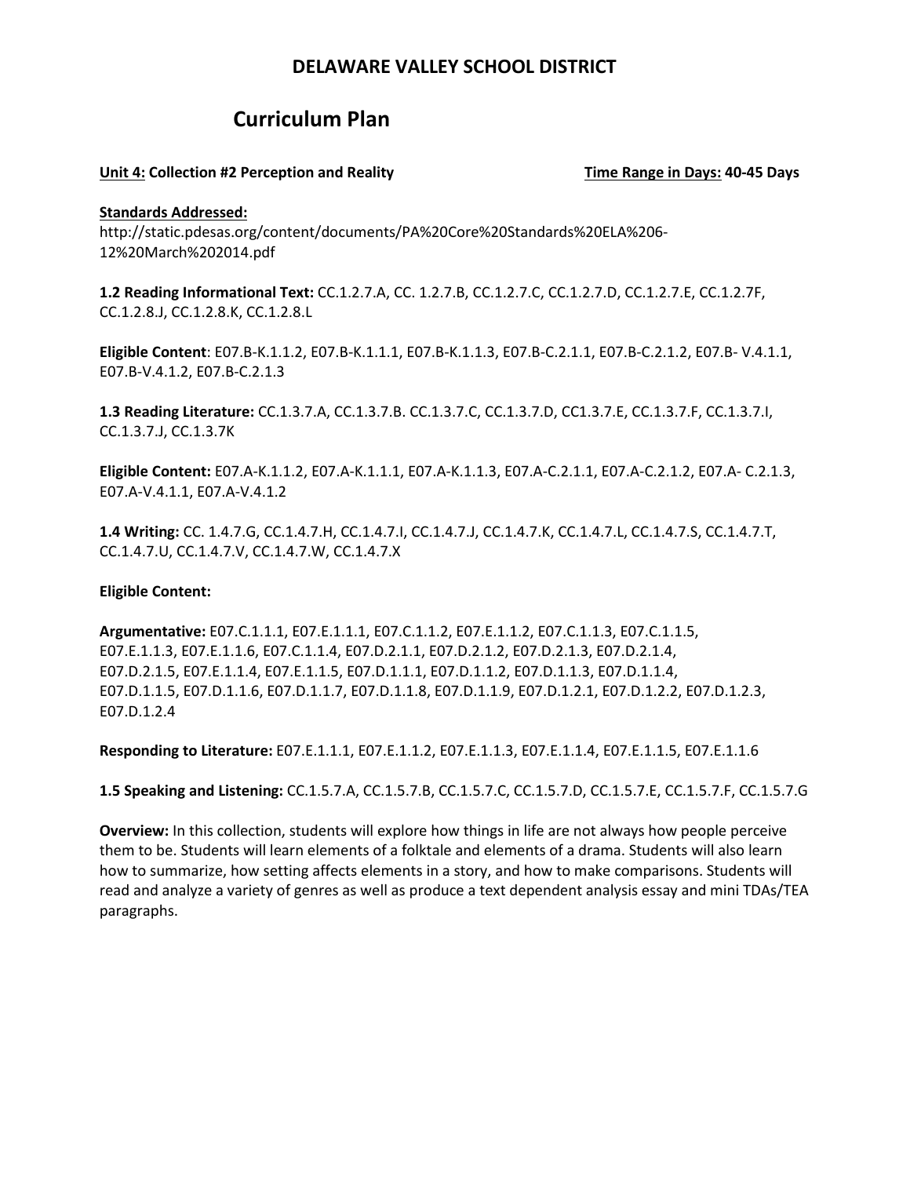# DELAWARE VALLEY SCHOOL DISTRICT

## Curriculum Plan

**Unit 4: Collection #2 Perception and Reality** **Time Range in Days: 40-45 Days**

**Standards Addressed:**
http://static.pdesas.org/content/documents/PA%20Core%20Standards%20ELA%206-12%20March%202014.pdf

**1.2 Reading Informational Text:** CC.1.2.7.A, CC. 1.2.7.B, CC.1.2.7.C, CC.1.2.7.D, CC.1.2.7.E, CC.1.2.7F, CC.1.2.8.J, CC.1.2.8.K, CC.1.2.8.L

**Eligible Content**: E07.B-K.1.1.2, E07.B-K.1.1.1, E07.B-K.1.1.3, E07.B-C.2.1.1, E07.B-C.2.1.2, E07.B- V.4.1.1, E07.B-V.4.1.2, E07.B-C.2.1.3

**1.3 Reading Literature:** CC.1.3.7.A, CC.1.3.7.B. CC.1.3.7.C, CC.1.3.7.D, CC1.3.7.E, CC.1.3.7.F, CC.1.3.7.I, CC.1.3.7.J, CC.1.3.7K

**Eligible Content:** E07.A-K.1.1.2, E07.A-K.1.1.1, E07.A-K.1.1.3, E07.A-C.2.1.1, E07.A-C.2.1.2, E07.A- C.2.1.3, E07.A-V.4.1.1, E07.A-V.4.1.2

**1.4 Writing:** CC. 1.4.7.G, CC.1.4.7.H, CC.1.4.7.I, CC.1.4.7.J, CC.1.4.7.K, CC.1.4.7.L, CC.1.4.7.S, CC.1.4.7.T, CC.1.4.7.U, CC.1.4.7.V, CC.1.4.7.W, CC.1.4.7.X

**Eligible Content:**

**Argumentative:** E07.C.1.1.1, E07.E.1.1.1, E07.C.1.1.2, E07.E.1.1.2, E07.C.1.1.3, E07.C.1.1.5, E07.E.1.1.3, E07.E.1.1.6, E07.C.1.1.4, E07.D.2.1.1, E07.D.2.1.2, E07.D.2.1.3, E07.D.2.1.4, E07.D.2.1.5, E07.E.1.1.4, E07.E.1.1.5, E07.D.1.1.1, E07.D.1.1.2, E07.D.1.1.3, E07.D.1.1.4, E07.D.1.1.5, E07.D.1.1.6, E07.D.1.1.7, E07.D.1.1.8, E07.D.1.1.9, E07.D.1.2.1, E07.D.1.2.2, E07.D.1.2.3, E07.D.1.2.4

**Responding to Literature:** E07.E.1.1.1, E07.E.1.1.2, E07.E.1.1.3, E07.E.1.1.4, E07.E.1.1.5, E07.E.1.1.6

**1.5 Speaking and Listening:** CC.1.5.7.A, CC.1.5.7.B, CC.1.5.7.C, CC.1.5.7.D, CC.1.5.7.E, CC.1.5.7.F, CC.1.5.7.G

**Overview:** In this collection, students will explore how things in life are not always how people perceive them to be. Students will learn elements of a folktale and elements of a drama. Students will also learn how to summarize, how setting affects elements in a story, and how to make comparisons. Students will read and analyze a variety of genres as well as produce a text dependent analysis essay and mini TDAs/TEA paragraphs.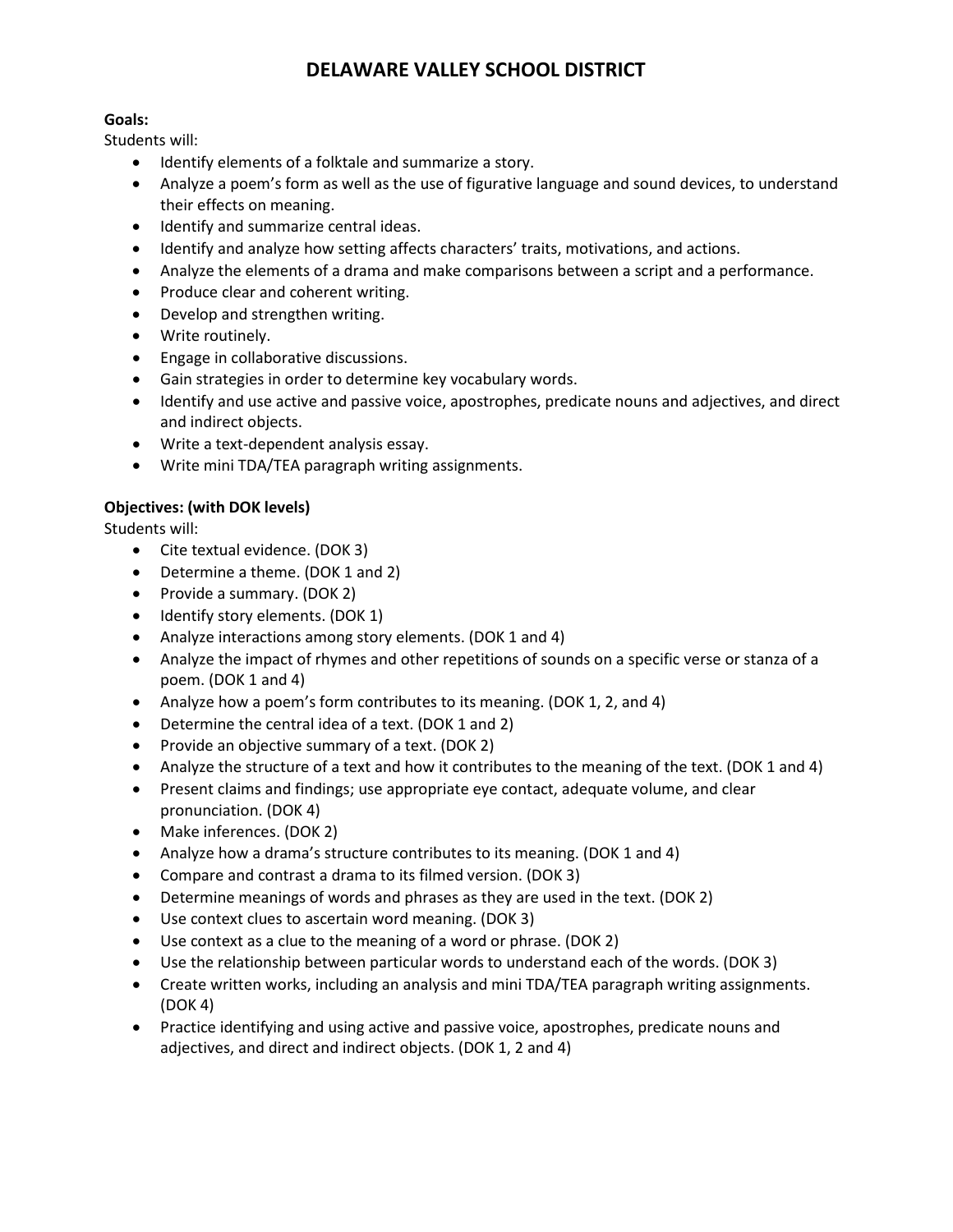# DELAWARE VALLEY SCHOOL DISTRICT

**Goals:**
Students will:

- Identify elements of a folktale and summarize a story.
- Analyze a poem's form as well as the use of figurative language and sound devices, to understand their effects on meaning.
- Identify and summarize central ideas.
- Identify and analyze how setting affects characters' traits, motivations, and actions.
- Analyze the elements of a drama and make comparisons between a script and a performance.
- Produce clear and coherent writing.
- Develop and strengthen writing.
- Write routinely.
- Engage in collaborative discussions.
- Gain strategies in order to determine key vocabulary words.
- Identify and use active and passive voice, apostrophes, predicate nouns and adjectives, and direct and indirect objects.
- Write a text-dependent analysis essay.
- Write mini TDA/TEA paragraph writing assignments.

**Objectives: (with DOK levels)**
Students will:

- Cite textual evidence. (DOK 3)
- Determine a theme. (DOK 1 and 2)
- Provide a summary. (DOK 2)
- Identify story elements. (DOK 1)
- Analyze interactions among story elements. (DOK 1 and 4)
- Analyze the impact of rhymes and other repetitions of sounds on a specific verse or stanza of a poem. (DOK 1 and 4)
- Analyze how a poem's form contributes to its meaning. (DOK 1, 2, and 4)
- Determine the central idea of a text. (DOK 1 and 2)
- Provide an objective summary of a text. (DOK 2)
- Analyze the structure of a text and how it contributes to the meaning of the text. (DOK 1 and 4)
- Present claims and findings; use appropriate eye contact, adequate volume, and clear pronunciation. (DOK 4)
- Make inferences. (DOK 2)
- Analyze how a drama's structure contributes to its meaning. (DOK 1 and 4)
- Compare and contrast a drama to its filmed version. (DOK 3)
- Determine meanings of words and phrases as they are used in the text. (DOK 2)
- Use context clues to ascertain word meaning. (DOK 3)
- Use context as a clue to the meaning of a word or phrase. (DOK 2)
- Use the relationship between particular words to understand each of the words. (DOK 3)
- Create written works, including an analysis and mini TDA/TEA paragraph writing assignments. (DOK 4)
- Practice identifying and using active and passive voice, apostrophes, predicate nouns and adjectives, and direct and indirect objects. (DOK 1, 2 and 4)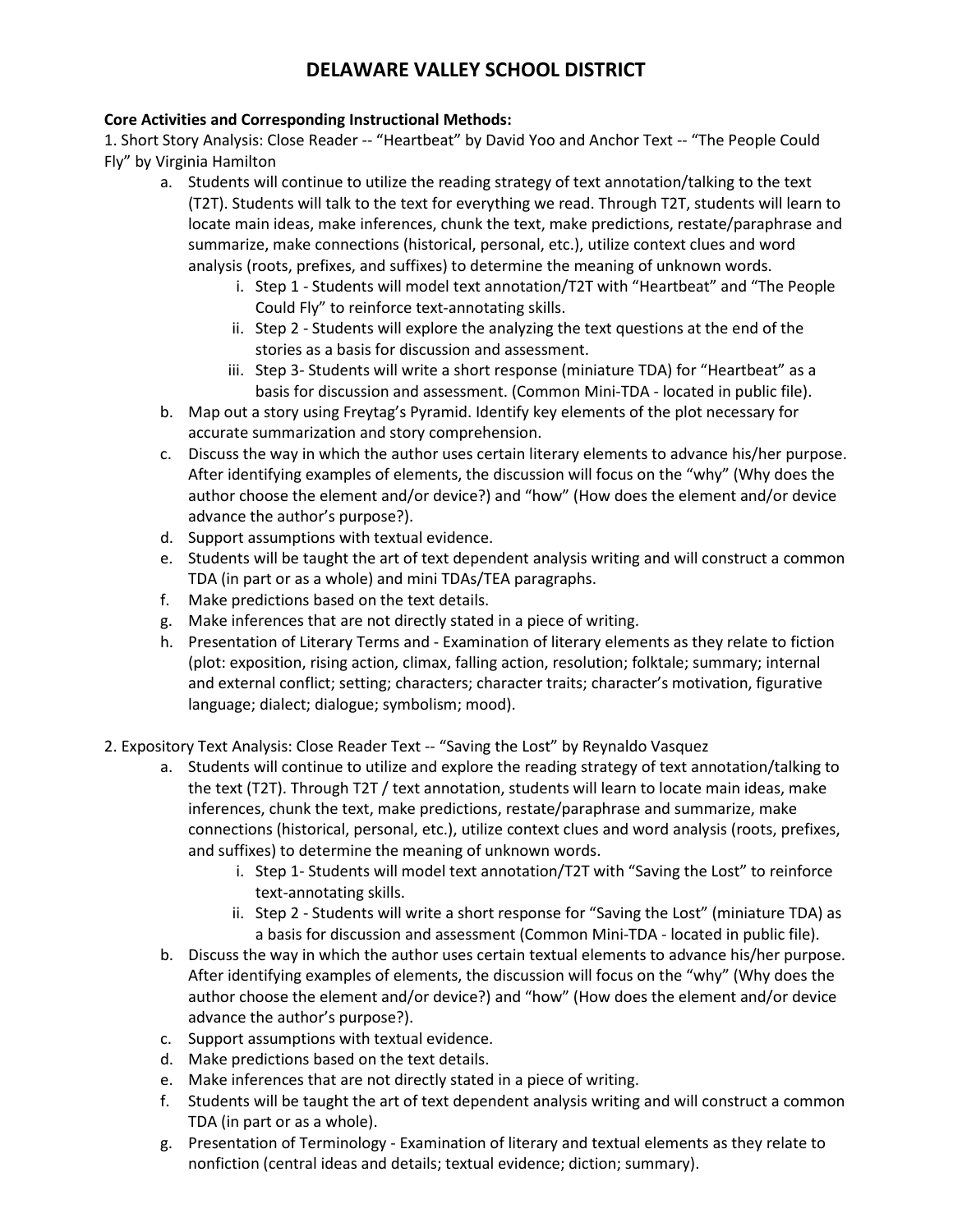# DELAWARE VALLEY SCHOOL DISTRICT

**Core Activities and Corresponding Instructional Methods:**

1. Short Story Analysis: Close Reader -- "Heartbeat" by David Yoo and Anchor Text -- "The People Could Fly" by Virginia Hamilton
   a. Students will continue to utilize the reading strategy of text annotation/talking to the text (T2T). Students will talk to the text for everything we read. Through T2T, students will learn to locate main ideas, make inferences, chunk the text, make predictions, restate/paraphrase and summarize, make connections (historical, personal, etc.), utilize context clues and word analysis (roots, prefixes, and suffixes) to determine the meaning of unknown words.
      i. Step 1 - Students will model text annotation/T2T with "Heartbeat" and "The People Could Fly" to reinforce text-annotating skills.
      ii. Step 2 - Students will explore the analyzing the text questions at the end of the stories as a basis for discussion and assessment.
      iii. Step 3- Students will write a short response (miniature TDA) for "Heartbeat" as a basis for discussion and assessment. (Common Mini-TDA - located in public file).
   b. Map out a story using Freytag's Pyramid. Identify key elements of the plot necessary for accurate summarization and story comprehension.
   c. Discuss the way in which the author uses certain literary elements to advance his/her purpose. After identifying examples of elements, the discussion will focus on the "why" (Why does the author choose the element and/or device?) and "how" (How does the element and/or device advance the author's purpose?).
   d. Support assumptions with textual evidence.
   e. Students will be taught the art of text dependent analysis writing and will construct a common TDA (in part or as a whole) and mini TDAs/TEA paragraphs.
   f. Make predictions based on the text details.
   g. Make inferences that are not directly stated in a piece of writing.
   h. Presentation of Literary Terms and - Examination of literary elements as they relate to fiction (plot: exposition, rising action, climax, falling action, resolution; folktale; summary; internal and external conflict; setting; characters; character traits; character's motivation, figurative language; dialect; dialogue; symbolism; mood).

2. Expository Text Analysis: Close Reader Text -- "Saving the Lost" by Reynaldo Vasquez
   a. Students will continue to utilize and explore the reading strategy of text annotation/talking to the text (T2T). Through T2T / text annotation, students will learn to locate main ideas, make inferences, chunk the text, make predictions, restate/paraphrase and summarize, make connections (historical, personal, etc.), utilize context clues and word analysis (roots, prefixes, and suffixes) to determine the meaning of unknown words.
      i. Step 1- Students will model text annotation/T2T with "Saving the Lost" to reinforce text-annotating skills.
      ii. Step 2 - Students will write a short response for "Saving the Lost" (miniature TDA) as a basis for discussion and assessment (Common Mini-TDA - located in public file).
   b. Discuss the way in which the author uses certain textual elements to advance his/her purpose. After identifying examples of elements, the discussion will focus on the "why" (Why does the author choose the element and/or device?) and "how" (How does the element and/or device advance the author's purpose?).
   c. Support assumptions with textual evidence.
   d. Make predictions based on the text details.
   e. Make inferences that are not directly stated in a piece of writing.
   f. Students will be taught the art of text dependent analysis writing and will construct a common TDA (in part or as a whole).
   g. Presentation of Terminology - Examination of literary and textual elements as they relate to nonfiction (central ideas and details; textual evidence; diction; summary).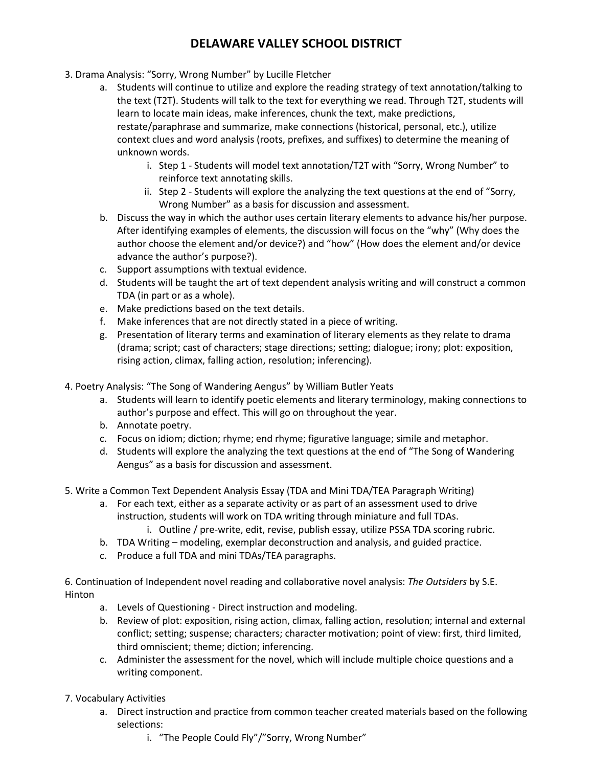# DELAWARE VALLEY SCHOOL DISTRICT

3. Drama Analysis: "Sorry, Wrong Number" by Lucille Fletcher
   a. Students will continue to utilize and explore the reading strategy of text annotation/talking to the text (T2T). Students will talk to the text for everything we read. Through T2T, students will learn to locate main ideas, make inferences, chunk the text, make predictions, restate/paraphrase and summarize, make connections (historical, personal, etc.), utilize context clues and word analysis (roots, prefixes, and suffixes) to determine the meaning of unknown words.
      i. Step 1 - Students will model text annotation/T2T with "Sorry, Wrong Number" to reinforce text annotating skills.
      ii. Step 2 - Students will explore the analyzing the text questions at the end of "Sorry, Wrong Number" as a basis for discussion and assessment.
   b. Discuss the way in which the author uses certain literary elements to advance his/her purpose. After identifying examples of elements, the discussion will focus on the "why" (Why does the author choose the element and/or device?) and "how" (How does the element and/or device advance the author's purpose?).
   c. Support assumptions with textual evidence.
   d. Students will be taught the art of text dependent analysis writing and will construct a common TDA (in part or as a whole).
   e. Make predictions based on the text details.
   f. Make inferences that are not directly stated in a piece of writing.
   g. Presentation of literary terms and examination of literary elements as they relate to drama (drama; script; cast of characters; stage directions; setting; dialogue; irony; plot: exposition, rising action, climax, falling action, resolution; inferencing).

4. Poetry Analysis: "The Song of Wandering Aengus" by William Butler Yeats
   a. Students will learn to identify poetic elements and literary terminology, making connections to author's purpose and effect. This will go on throughout the year.
   b. Annotate poetry.
   c. Focus on idiom; diction; rhyme; end rhyme; figurative language; simile and metaphor.
   d. Students will explore the analyzing the text questions at the end of "The Song of Wandering Aengus" as a basis for discussion and assessment.

5. Write a Common Text Dependent Analysis Essay (TDA and Mini TDA/TEA Paragraph Writing)
   a. For each text, either as a separate activity or as part of an assessment used to drive instruction, students will work on TDA writing through miniature and full TDAs.
      i. Outline / pre-write, edit, revise, publish essay, utilize PSSA TDA scoring rubric.
   b. TDA Writing – modeling, exemplar deconstruction and analysis, and guided practice.
   c. Produce a full TDA and mini TDAs/TEA paragraphs.

6. Continuation of Independent novel reading and collaborative novel analysis: *The Outsiders* by S.E. Hinton
   a. Levels of Questioning - Direct instruction and modeling.
   b. Review of plot: exposition, rising action, climax, falling action, resolution; internal and external conflict; setting; suspense; characters; character motivation; point of view: first, third limited, third omniscient; theme; diction; inferencing.
   c. Administer the assessment for the novel, which will include multiple choice questions and a writing component.

7. Vocabulary Activities
   a. Direct instruction and practice from common teacher created materials based on the following selections:
      i. "The People Could Fly"/"Sorry, Wrong Number"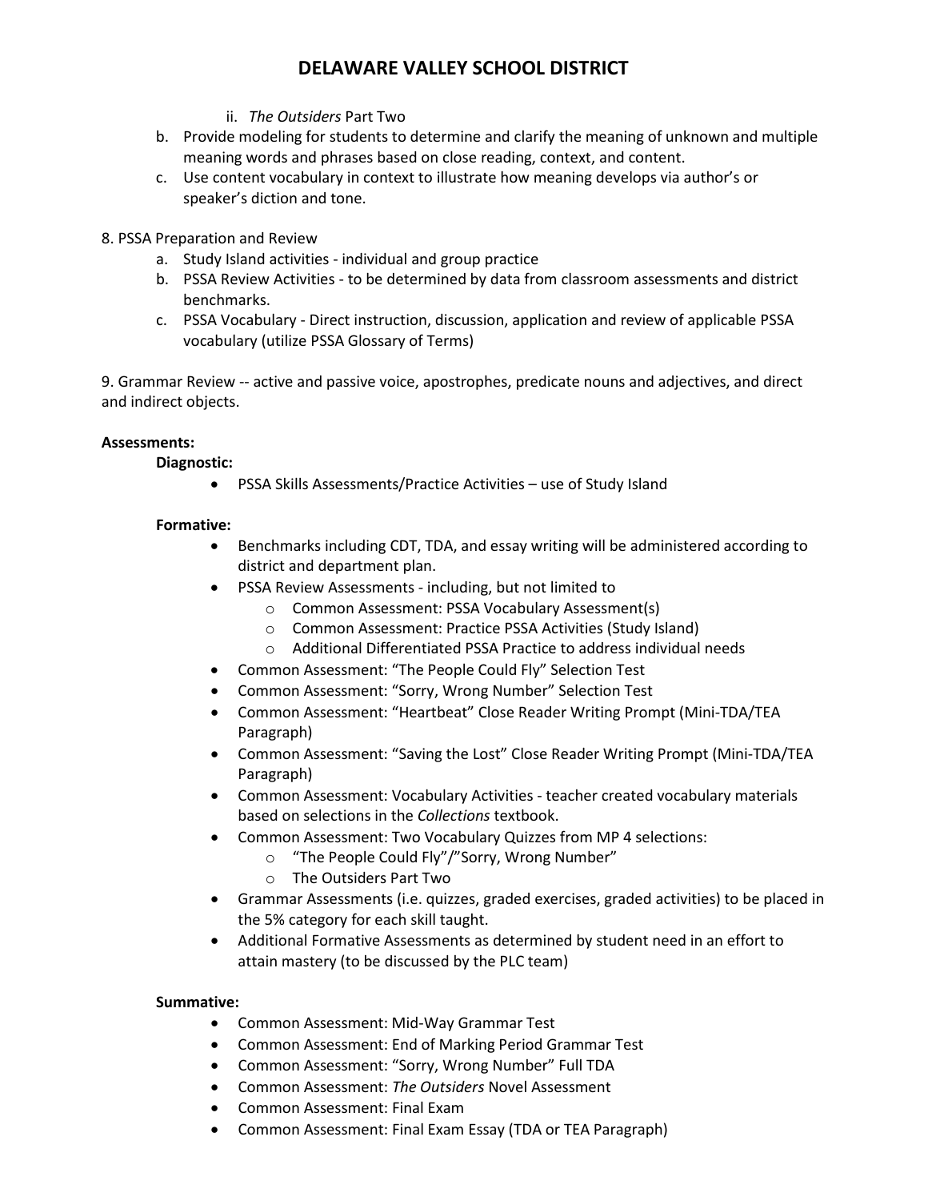ii. *The Outsiders* Part Two

b. Provide modeling for students to determine and clarify the meaning of unknown and multiple meaning words and phrases based on close reading, context, and content.
c. Use content vocabulary in context to illustrate how meaning develops via author's or speaker's diction and tone.

8. PSSA Preparation and Review
   a. Study Island activities - individual and group practice
   b. PSSA Review Activities - to be determined by data from classroom assessments and district benchmarks.
   c. PSSA Vocabulary - Direct instruction, discussion, application and review of applicable PSSA vocabulary (utilize PSSA Glossary of Terms)

9. Grammar Review -- active and passive voice, apostrophes, predicate nouns and adjectives, and direct and indirect objects.

**Assessments:**

**Diagnostic:**

- PSSA Skills Assessments/Practice Activities – use of Study Island

**Formative:**

- Benchmarks including CDT, TDA, and essay writing will be administered according to district and department plan.
- PSSA Review Assessments - including, but not limited to
  - Common Assessment: PSSA Vocabulary Assessment(s)
  - Common Assessment: Practice PSSA Activities (Study Island)
  - Additional Differentiated PSSA Practice to address individual needs
- Common Assessment: "The People Could Fly" Selection Test
- Common Assessment: "Sorry, Wrong Number" Selection Test
- Common Assessment: "Heartbeat" Close Reader Writing Prompt (Mini-TDA/TEA Paragraph)
- Common Assessment: "Saving the Lost" Close Reader Writing Prompt (Mini-TDA/TEA Paragraph)
- Common Assessment: Vocabulary Activities - teacher created vocabulary materials based on selections in the *Collections* textbook.
- Common Assessment: Two Vocabulary Quizzes from MP 4 selections:
  - "The People Could Fly"/"Sorry, Wrong Number"
  - The Outsiders Part Two
- Grammar Assessments (i.e. quizzes, graded exercises, graded activities) to be placed in the 5% category for each skill taught.
- Additional Formative Assessments as determined by student need in an effort to attain mastery (to be discussed by the PLC team)

**Summative:**

- Common Assessment: Mid-Way Grammar Test
- Common Assessment: End of Marking Period Grammar Test
- Common Assessment: "Sorry, Wrong Number" Full TDA
- Common Assessment: *The Outsiders* Novel Assessment
- Common Assessment: Final Exam
- Common Assessment: Final Exam Essay (TDA or TEA Paragraph)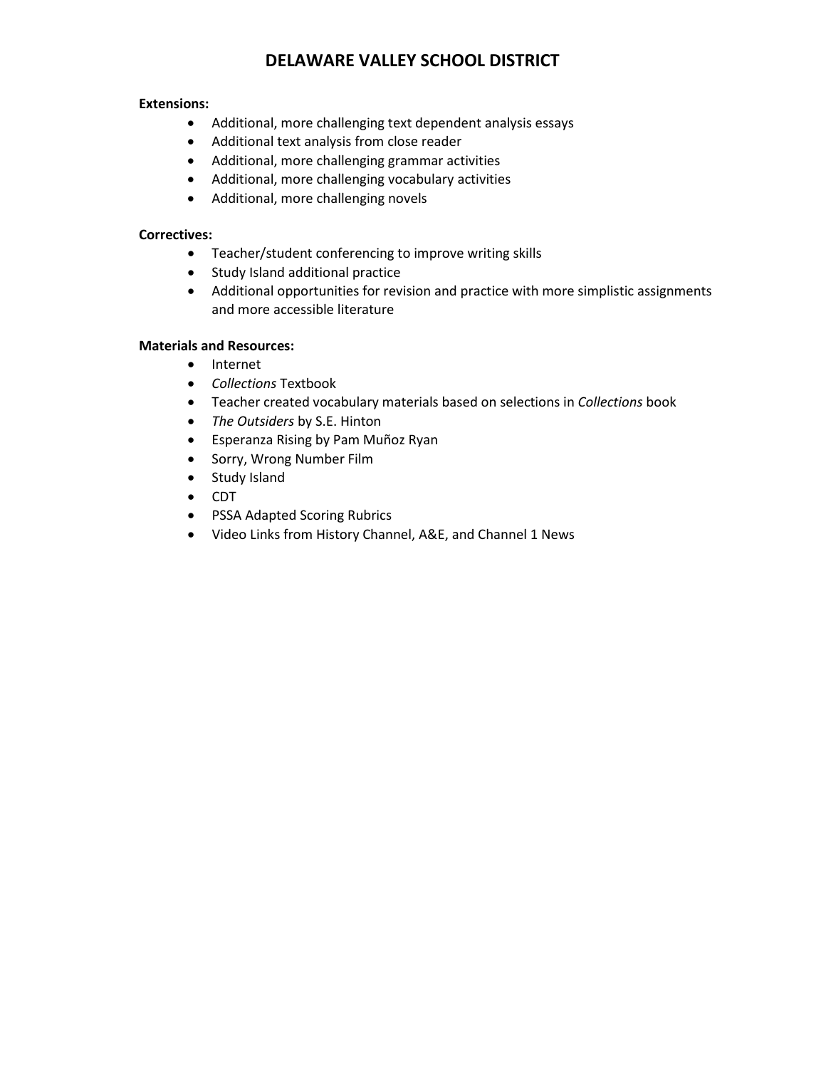# DELAWARE VALLEY SCHOOL DISTRICT

**Extensions:**

- Additional, more challenging text dependent analysis essays
- Additional text analysis from close reader
- Additional, more challenging grammar activities
- Additional, more challenging vocabulary activities
- Additional, more challenging novels

**Correctives:**

- Teacher/student conferencing to improve writing skills
- Study Island additional practice
- Additional opportunities for revision and practice with more simplistic assignments and more accessible literature

**Materials and Resources:**

- Internet
- *Collections* Textbook
- Teacher created vocabulary materials based on selections in *Collections* book
- *The Outsiders* by S.E. Hinton
- Esperanza Rising by Pam Muñoz Ryan
- Sorry, Wrong Number Film
- Study Island
- CDT
- PSSA Adapted Scoring Rubrics
- Video Links from History Channel, A&E, and Channel 1 News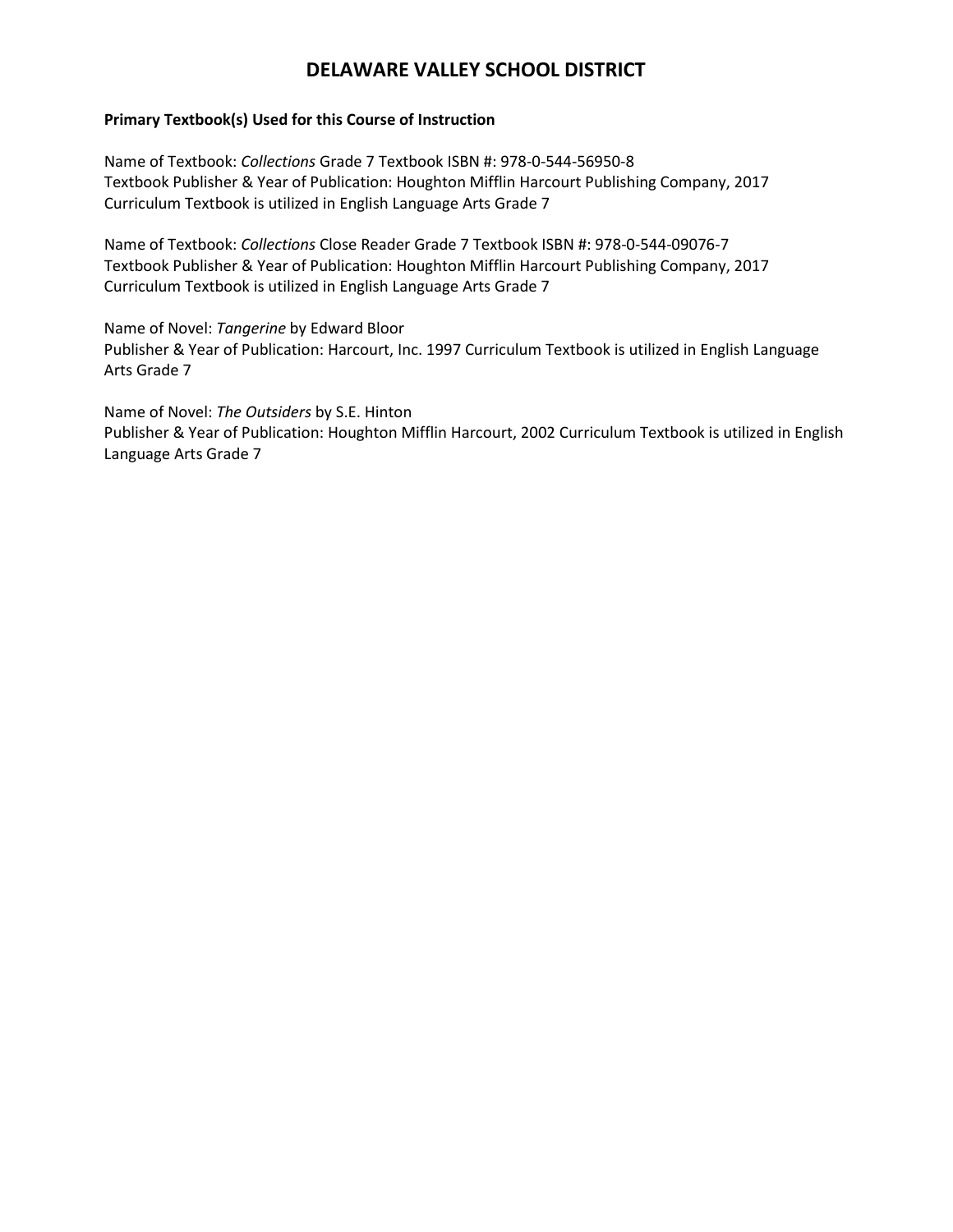# DELAWARE VALLEY SCHOOL DISTRICT

**Primary Textbook(s) Used for this Course of Instruction**

Name of Textbook: *Collections* Grade 7 Textbook ISBN #: 978-0-544-56950-8
Textbook Publisher & Year of Publication: Houghton Mifflin Harcourt Publishing Company, 2017
Curriculum Textbook is utilized in English Language Arts Grade 7

Name of Textbook: *Collections* Close Reader Grade 7 Textbook ISBN #: 978-0-544-09076-7
Textbook Publisher & Year of Publication: Houghton Mifflin Harcourt Publishing Company, 2017
Curriculum Textbook is utilized in English Language Arts Grade 7

Name of Novel: *Tangerine* by Edward Bloor
Publisher & Year of Publication: Harcourt, Inc. 1997 Curriculum Textbook is utilized in English Language Arts Grade 7

Name of Novel: *The Outsiders* by S.E. Hinton
Publisher & Year of Publication: Houghton Mifflin Harcourt, 2002 Curriculum Textbook is utilized in English Language Arts Grade 7